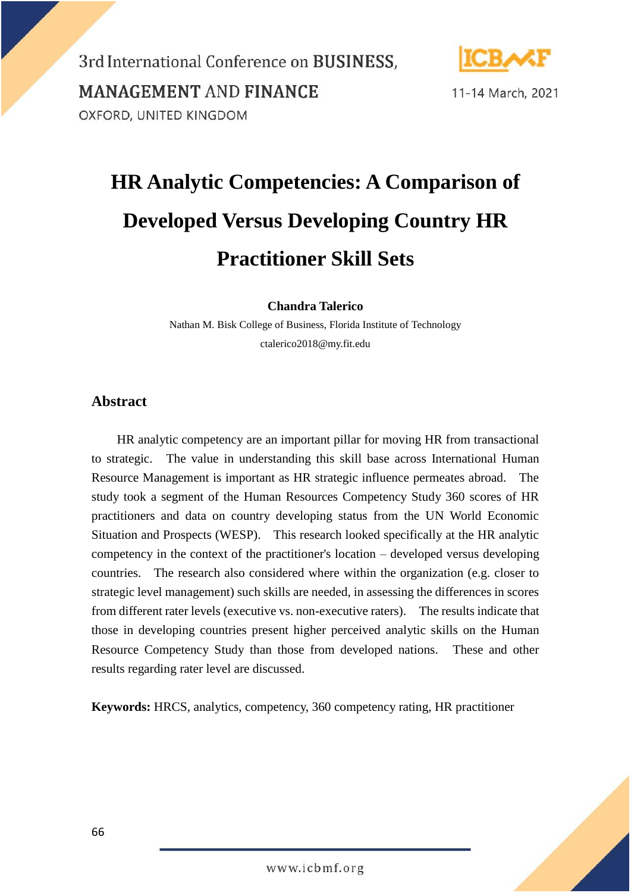# HR Analytic Competencies: A Comparison of Developed Versus Developing Country HR Practitioner Skill Sets

**Chandra Talerico**

Nathan M. Bisk College of Business, Florida Institute of Technology

ctalerico2018@my.fit.edu

## Abstract

HR analytic competency are an important pillar for moving HR from transactional to strategic. The value in understanding this skill base across International Human Resource Management is important as HR strategic influence permeates abroad. The study took a segment of the Human Resources Competency Study 360 scores of HR practitioners and data on country developing status from the UN World Economic Situation and Prospects (WESP). This research looked specifically at the HR analytic competency in the context of the practitioner's location – developed versus developing countries. The research also considered where within the organization (e.g. closer to strategic level management) such skills are needed, in assessing the differences in scores from different rater levels (executive vs. non-executive raters). The results indicate that those in developing countries present higher perceived analytic skills on the Human Resource Competency Study than those from developed nations. These and other results regarding rater level are discussed.

**Keywords:** HRCS, analytics, competency, 360 competency rating, HR practitioner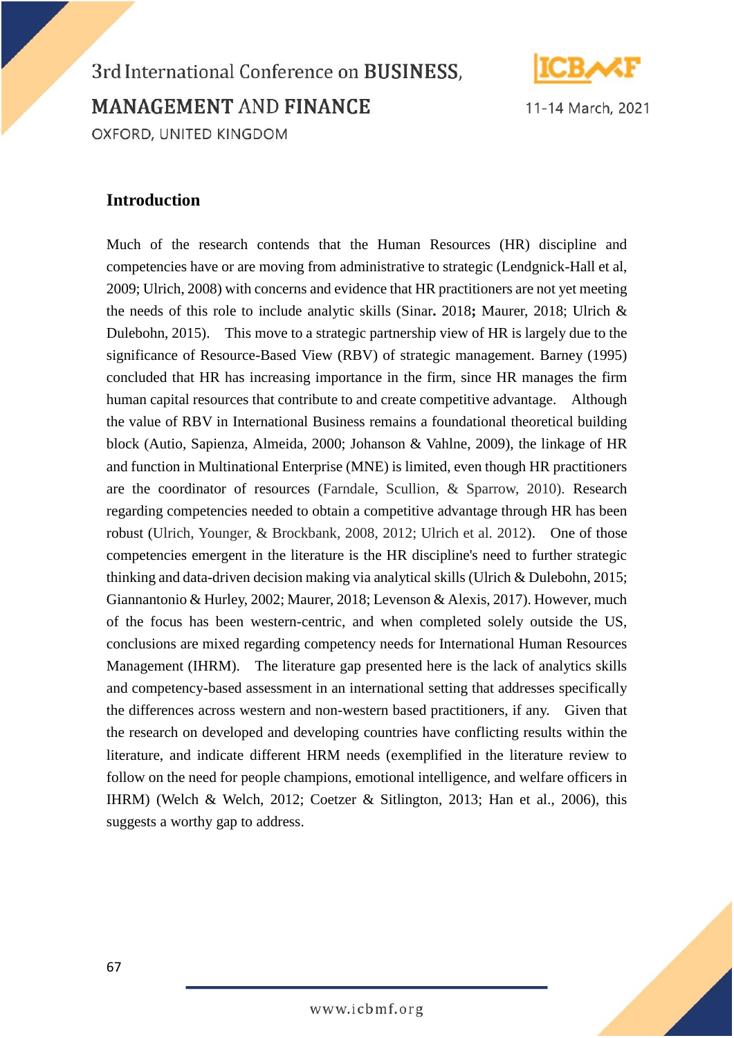## Introduction

Much of the research contends that the Human Resources (HR) discipline and competencies have or are moving from administrative to strategic (Lendgnick-Hall et al, 2009; Ulrich, 2008) with concerns and evidence that HR practitioners are not yet meeting the needs of this role to include analytic skills (Sinar**.** 2018**;** Maurer, 2018; Ulrich & Dulebohn, 2015). This move to a strategic partnership view of HR is largely due to the significance of Resource-Based View (RBV) of strategic management. Barney (1995) concluded that HR has increasing importance in the firm, since HR manages the firm human capital resources that contribute to and create competitive advantage. Although the value of RBV in International Business remains a foundational theoretical building block (Autio, Sapienza, Almeida, 2000; Johanson & Vahlne, 2009), the linkage of HR and function in Multinational Enterprise (MNE) is limited, even though HR practitioners are the coordinator of resources (Farndale, Scullion, & Sparrow, 2010). Research regarding competencies needed to obtain a competitive advantage through HR has been robust (Ulrich, Younger, & Brockbank, 2008, 2012; Ulrich et al. 2012). One of those competencies emergent in the literature is the HR discipline's need to further strategic thinking and data-driven decision making via analytical skills (Ulrich & Dulebohn, 2015; Giannantonio & Hurley, 2002; Maurer, 2018; Levenson & Alexis, 2017). However, much of the focus has been western-centric, and when completed solely outside the US, conclusions are mixed regarding competency needs for International Human Resources Management (IHRM). The literature gap presented here is the lack of analytics skills and competency-based assessment in an international setting that addresses specifically the differences across western and non-western based practitioners, if any. Given that the research on developed and developing countries have conflicting results within the literature, and indicate different HRM needs (exemplified in the literature review to follow on the need for people champions, emotional intelligence, and welfare officers in IHRM) (Welch & Welch, 2012; Coetzer & Sitlington, 2013; Han et al., 2006), this suggests a worthy gap to address.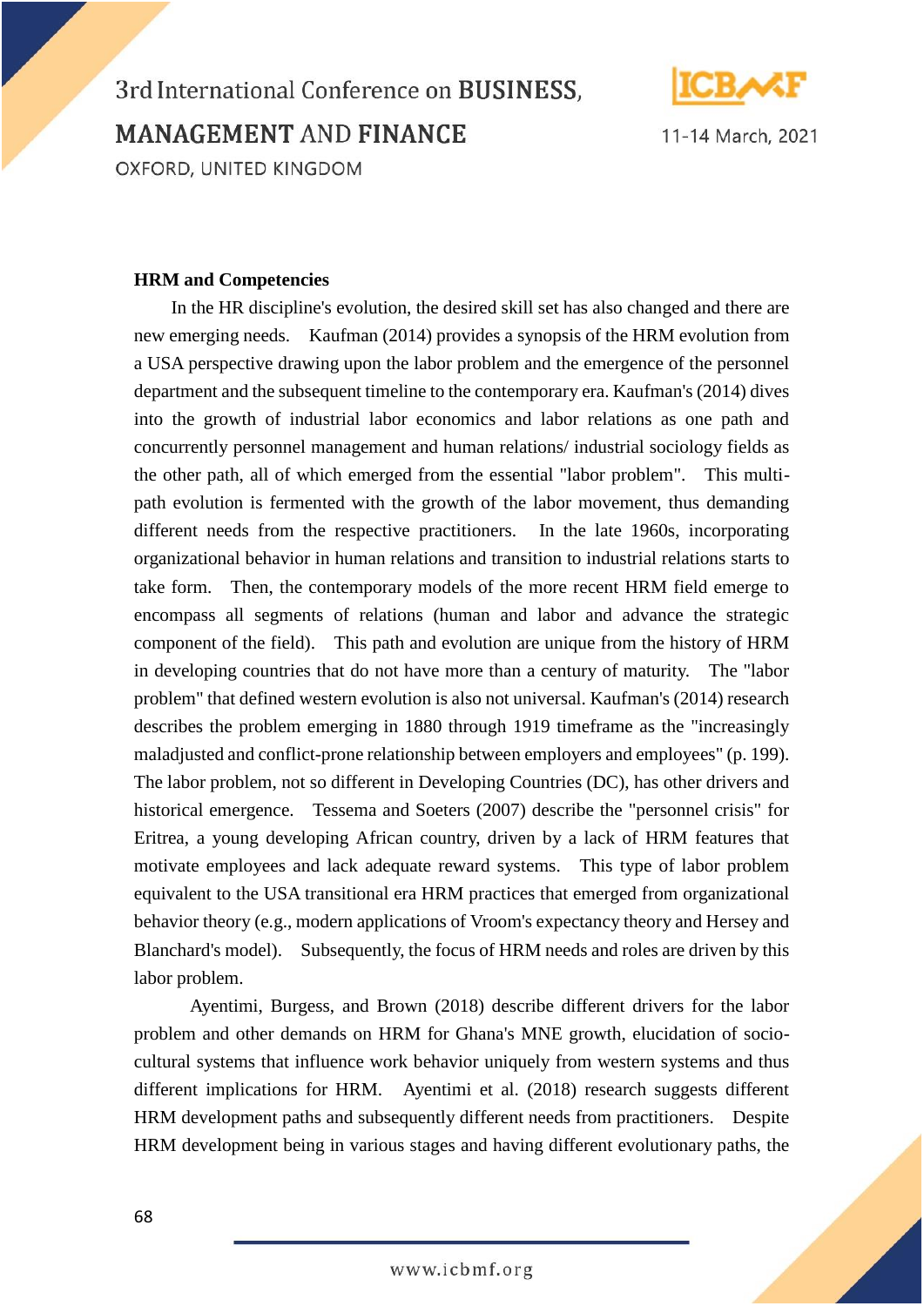**HRM and Competencies**

In the HR discipline's evolution, the desired skill set has also changed and there are new emerging needs. Kaufman (2014) provides a synopsis of the HRM evolution from a USA perspective drawing upon the labor problem and the emergence of the personnel department and the subsequent timeline to the contemporary era. Kaufman's (2014) dives into the growth of industrial labor economics and labor relations as one path and concurrently personnel management and human relations/ industrial sociology fields as the other path, all of which emerged from the essential "labor problem". This multi-path evolution is fermented with the growth of the labor movement, thus demanding different needs from the respective practitioners. In the late 1960s, incorporating organizational behavior in human relations and transition to industrial relations starts to take form. Then, the contemporary models of the more recent HRM field emerge to encompass all segments of relations (human and labor and advance the strategic component of the field). This path and evolution are unique from the history of HRM in developing countries that do not have more than a century of maturity. The "labor problem" that defined western evolution is also not universal. Kaufman's (2014) research describes the problem emerging in 1880 through 1919 timeframe as the "increasingly maladjusted and conflict-prone relationship between employers and employees" (p. 199). The labor problem, not so different in Developing Countries (DC), has other drivers and historical emergence. Tessema and Soeters (2007) describe the "personnel crisis" for Eritrea, a young developing African country, driven by a lack of HRM features that motivate employees and lack adequate reward systems. This type of labor problem equivalent to the USA transitional era HRM practices that emerged from organizational behavior theory (e.g., modern applications of Vroom's expectancy theory and Hersey and Blanchard's model). Subsequently, the focus of HRM needs and roles are driven by this labor problem.

Ayentimi, Burgess, and Brown (2018) describe different drivers for the labor problem and other demands on HRM for Ghana's MNE growth, elucidation of socio-cultural systems that influence work behavior uniquely from western systems and thus different implications for HRM. Ayentimi et al. (2018) research suggests different HRM development paths and subsequently different needs from practitioners. Despite HRM development being in various stages and having different evolutionary paths, the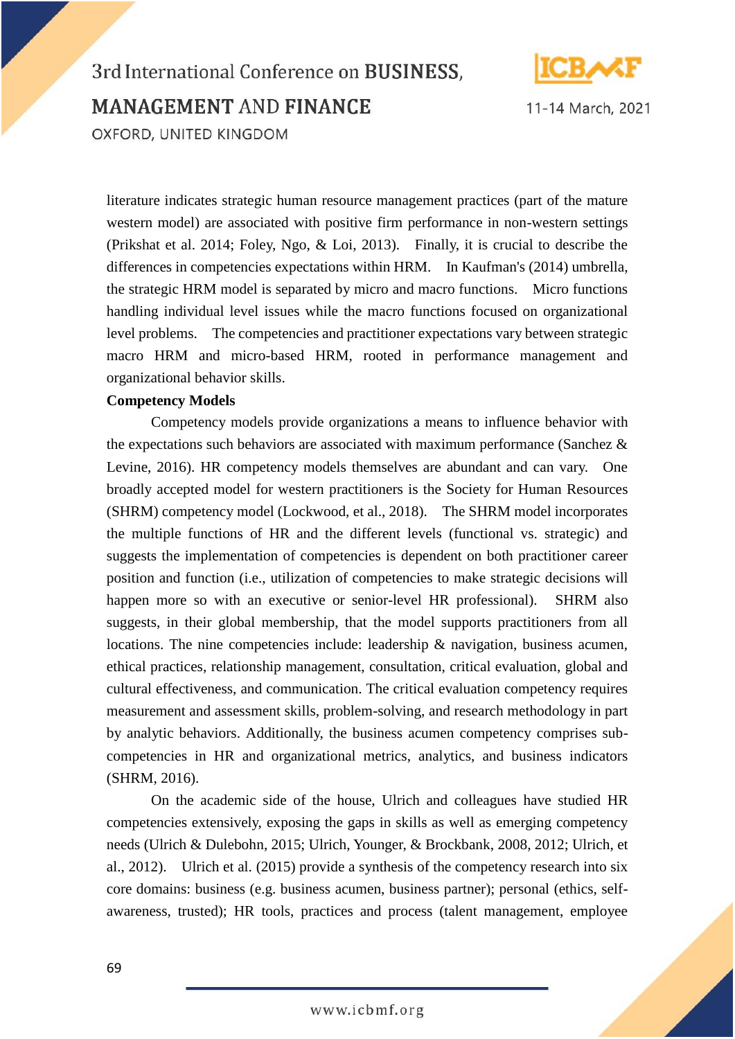literature indicates strategic human resource management practices (part of the mature western model) are associated with positive firm performance in non-western settings (Prikshat et al. 2014; Foley, Ngo, & Loi, 2013). Finally, it is crucial to describe the differences in competencies expectations within HRM. In Kaufman's (2014) umbrella, the strategic HRM model is separated by micro and macro functions. Micro functions handling individual level issues while the macro functions focused on organizational level problems. The competencies and practitioner expectations vary between strategic macro HRM and micro-based HRM, rooted in performance management and organizational behavior skills.

**Competency Models**

Competency models provide organizations a means to influence behavior with the expectations such behaviors are associated with maximum performance (Sanchez & Levine, 2016). HR competency models themselves are abundant and can vary. One broadly accepted model for western practitioners is the Society for Human Resources (SHRM) competency model (Lockwood, et al., 2018). The SHRM model incorporates the multiple functions of HR and the different levels (functional vs. strategic) and suggests the implementation of competencies is dependent on both practitioner career position and function (i.e., utilization of competencies to make strategic decisions will happen more so with an executive or senior-level HR professional). SHRM also suggests, in their global membership, that the model supports practitioners from all locations. The nine competencies include: leadership & navigation, business acumen, ethical practices, relationship management, consultation, critical evaluation, global and cultural effectiveness, and communication. The critical evaluation competency requires measurement and assessment skills, problem-solving, and research methodology in part by analytic behaviors. Additionally, the business acumen competency comprises sub-competencies in HR and organizational metrics, analytics, and business indicators (SHRM, 2016).

On the academic side of the house, Ulrich and colleagues have studied HR competencies extensively, exposing the gaps in skills as well as emerging competency needs (Ulrich & Dulebohn, 2015; Ulrich, Younger, & Brockbank, 2008, 2012; Ulrich, et al., 2012). Ulrich et al. (2015) provide a synthesis of the competency research into six core domains: business (e.g. business acumen, business partner); personal (ethics, self-awareness, trusted); HR tools, practices and process (talent management, employee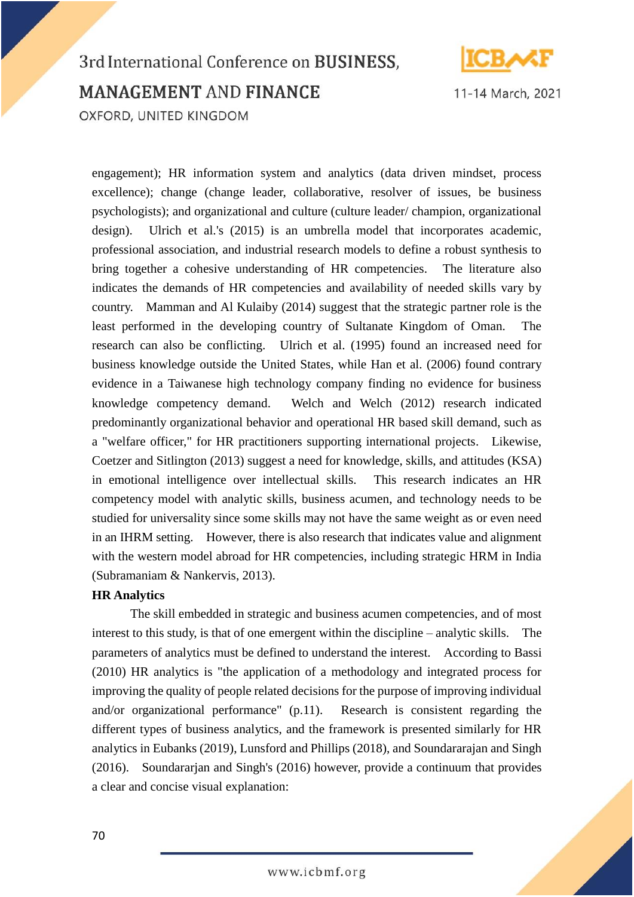engagement); HR information system and analytics (data driven mindset, process excellence); change (change leader, collaborative, resolver of issues, be business psychologists); and organizational and culture (culture leader/ champion, organizational design). Ulrich et al.'s (2015) is an umbrella model that incorporates academic, professional association, and industrial research models to define a robust synthesis to bring together a cohesive understanding of HR competencies. The literature also indicates the demands of HR competencies and availability of needed skills vary by country. Mamman and Al Kulaiby (2014) suggest that the strategic partner role is the least performed in the developing country of Sultanate Kingdom of Oman. The research can also be conflicting. Ulrich et al. (1995) found an increased need for business knowledge outside the United States, while Han et al. (2006) found contrary evidence in a Taiwanese high technology company finding no evidence for business knowledge competency demand. Welch and Welch (2012) research indicated predominantly organizational behavior and operational HR based skill demand, such as a "welfare officer," for HR practitioners supporting international projects. Likewise, Coetzer and Sitlington (2013) suggest a need for knowledge, skills, and attitudes (KSA) in emotional intelligence over intellectual skills. This research indicates an HR competency model with analytic skills, business acumen, and technology needs to be studied for universality since some skills may not have the same weight as or even need in an IHRM setting. However, there is also research that indicates value and alignment with the western model abroad for HR competencies, including strategic HRM in India (Subramaniam & Nankervis, 2013).

**HR Analytics**

The skill embedded in strategic and business acumen competencies, and of most interest to this study, is that of one emergent within the discipline – analytic skills. The parameters of analytics must be defined to understand the interest. According to Bassi (2010) HR analytics is "the application of a methodology and integrated process for improving the quality of people related decisions for the purpose of improving individual and/or organizational performance" (p.11). Research is consistent regarding the different types of business analytics, and the framework is presented similarly for HR analytics in Eubanks (2019), Lunsford and Phillips (2018), and Soundararajan and Singh (2016). Soundararjan and Singh's (2016) however, provide a continuum that provides a clear and concise visual explanation: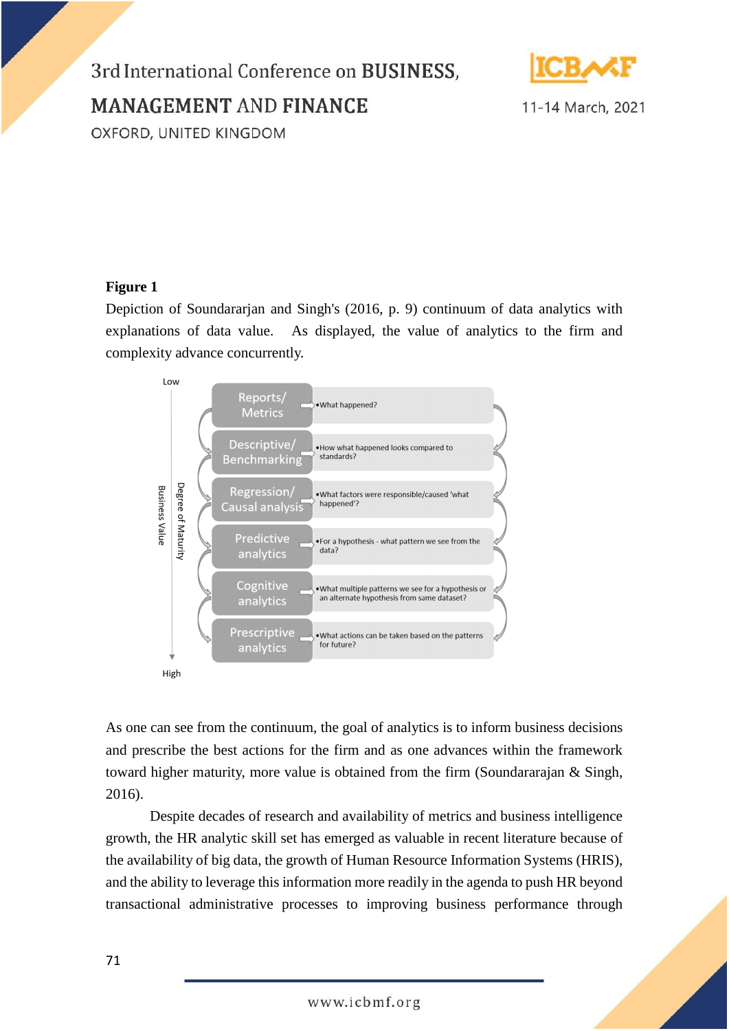**Figure 1**

Depiction of Soundararjan and Singh's (2016, p. 9) continuum of data analytics with explanations of data value. As displayed, the value of analytics to the firm and complexity advance concurrently.

Low

Business Value

Degree of Maturity

High

Reports/ Metrics

•What happened?

Descriptive/ Benchmarking

•How what happened looks compared to standards?

Regression/ Causal analysis

•What factors were responsible/caused 'what happened'?

Predictive analytics

•For a hypothesis - what pattern we see from the data?

Cognitive analytics

•What multiple patterns we see for a hypothesis or an alternate hypothesis from same dataset?

Prescriptive analytics

•What actions can be taken based on the patterns for future?

As one can see from the continuum, the goal of analytics is to inform business decisions and prescribe the best actions for the firm and as one advances within the framework toward higher maturity, more value is obtained from the firm (Soundararajan & Singh, 2016).

Despite decades of research and availability of metrics and business intelligence growth, the HR analytic skill set has emerged as valuable in recent literature because of the availability of big data, the growth of Human Resource Information Systems (HRIS), and the ability to leverage this information more readily in the agenda to push HR beyond transactional administrative processes to improving business performance through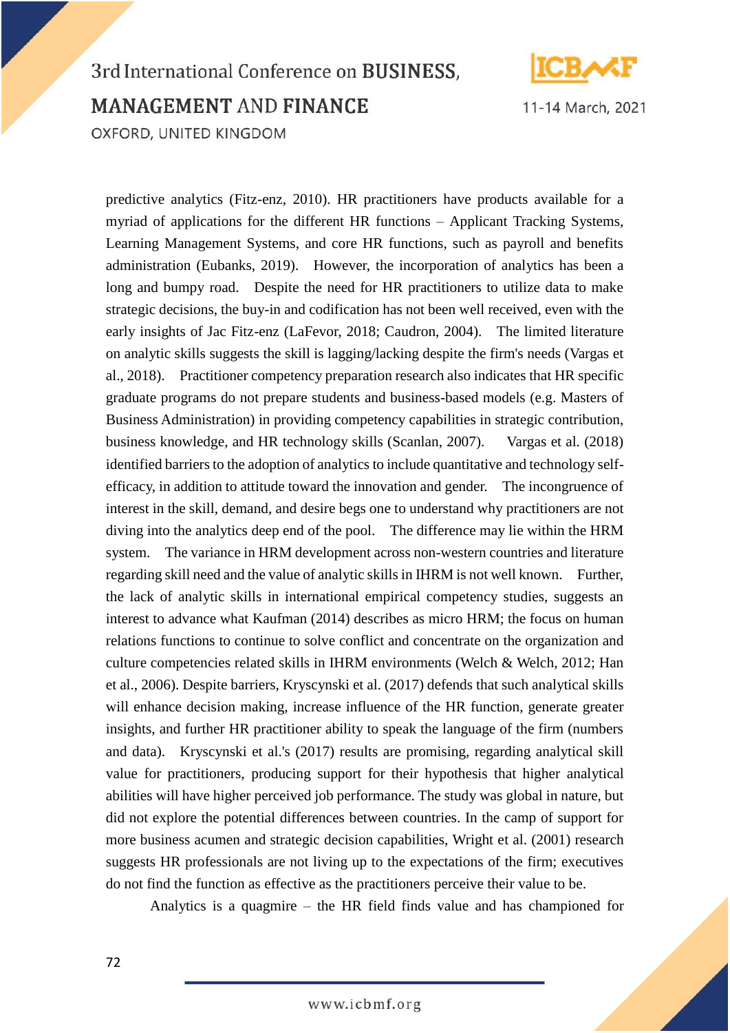predictive analytics (Fitz-enz, 2010). HR practitioners have products available for a myriad of applications for the different HR functions – Applicant Tracking Systems, Learning Management Systems, and core HR functions, such as payroll and benefits administration (Eubanks, 2019). However, the incorporation of analytics has been a long and bumpy road. Despite the need for HR practitioners to utilize data to make strategic decisions, the buy-in and codification has not been well received, even with the early insights of Jac Fitz-enz (LaFevor, 2018; Caudron, 2004). The limited literature on analytic skills suggests the skill is lagging/lacking despite the firm's needs (Vargas et al., 2018). Practitioner competency preparation research also indicates that HR specific graduate programs do not prepare students and business-based models (e.g. Masters of Business Administration) in providing competency capabilities in strategic contribution, business knowledge, and HR technology skills (Scanlan, 2007). Vargas et al. (2018) identified barriers to the adoption of analytics to include quantitative and technology self-efficacy, in addition to attitude toward the innovation and gender. The incongruence of interest in the skill, demand, and desire begs one to understand why practitioners are not diving into the analytics deep end of the pool. The difference may lie within the HRM system. The variance in HRM development across non-western countries and literature regarding skill need and the value of analytic skills in IHRM is not well known. Further, the lack of analytic skills in international empirical competency studies, suggests an interest to advance what Kaufman (2014) describes as micro HRM; the focus on human relations functions to continue to solve conflict and concentrate on the organization and culture competencies related skills in IHRM environments (Welch & Welch, 2012; Han et al., 2006). Despite barriers, Kryscynski et al. (2017) defends that such analytical skills will enhance decision making, increase influence of the HR function, generate greater insights, and further HR practitioner ability to speak the language of the firm (numbers and data). Kryscynski et al.'s (2017) results are promising, regarding analytical skill value for practitioners, producing support for their hypothesis that higher analytical abilities will have higher perceived job performance. The study was global in nature, but did not explore the potential differences between countries. In the camp of support for more business acumen and strategic decision capabilities, Wright et al. (2001) research suggests HR professionals are not living up to the expectations of the firm; executives do not find the function as effective as the practitioners perceive their value to be.

Analytics is a quagmire – the HR field finds value and has championed for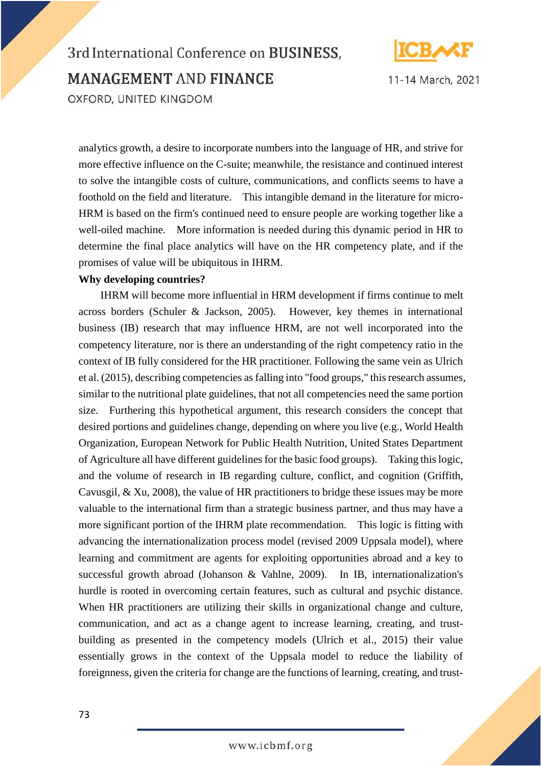analytics growth, a desire to incorporate numbers into the language of HR, and strive for more effective influence on the C-suite; meanwhile, the resistance and continued interest to solve the intangible costs of culture, communications, and conflicts seems to have a foothold on the field and literature. This intangible demand in the literature for micro-HRM is based on the firm's continued need to ensure people are working together like a well-oiled machine. More information is needed during this dynamic period in HR to determine the final place analytics will have on the HR competency plate, and if the promises of value will be ubiquitous in IHRM.

**Why developing countries?**

IHRM will become more influential in HRM development if firms continue to melt across borders (Schuler & Jackson, 2005). However, key themes in international business (IB) research that may influence HRM, are not well incorporated into the competency literature, nor is there an understanding of the right competency ratio in the context of IB fully considered for the HR practitioner. Following the same vein as Ulrich et al. (2015), describing competencies as falling into "food groups," this research assumes, similar to the nutritional plate guidelines, that not all competencies need the same portion size. Furthering this hypothetical argument, this research considers the concept that desired portions and guidelines change, depending on where you live (e.g., World Health Organization, European Network for Public Health Nutrition, United States Department of Agriculture all have different guidelines for the basic food groups). Taking this logic, and the volume of research in IB regarding culture, conflict, and cognition (Griffith, Cavusgil, & Xu, 2008), the value of HR practitioners to bridge these issues may be more valuable to the international firm than a strategic business partner, and thus may have a more significant portion of the IHRM plate recommendation. This logic is fitting with advancing the internationalization process model (revised 2009 Uppsala model), where learning and commitment are agents for exploiting opportunities abroad and a key to successful growth abroad (Johanson & Vahlne, 2009). In IB, internationalization's hurdle is rooted in overcoming certain features, such as cultural and psychic distance. When HR practitioners are utilizing their skills in organizational change and culture, communication, and act as a change agent to increase learning, creating, and trust-building as presented in the competency models (Ulrich et al., 2015) their value essentially grows in the context of the Uppsala model to reduce the liability of foreignness, given the criteria for change are the functions of learning, creating, and trust-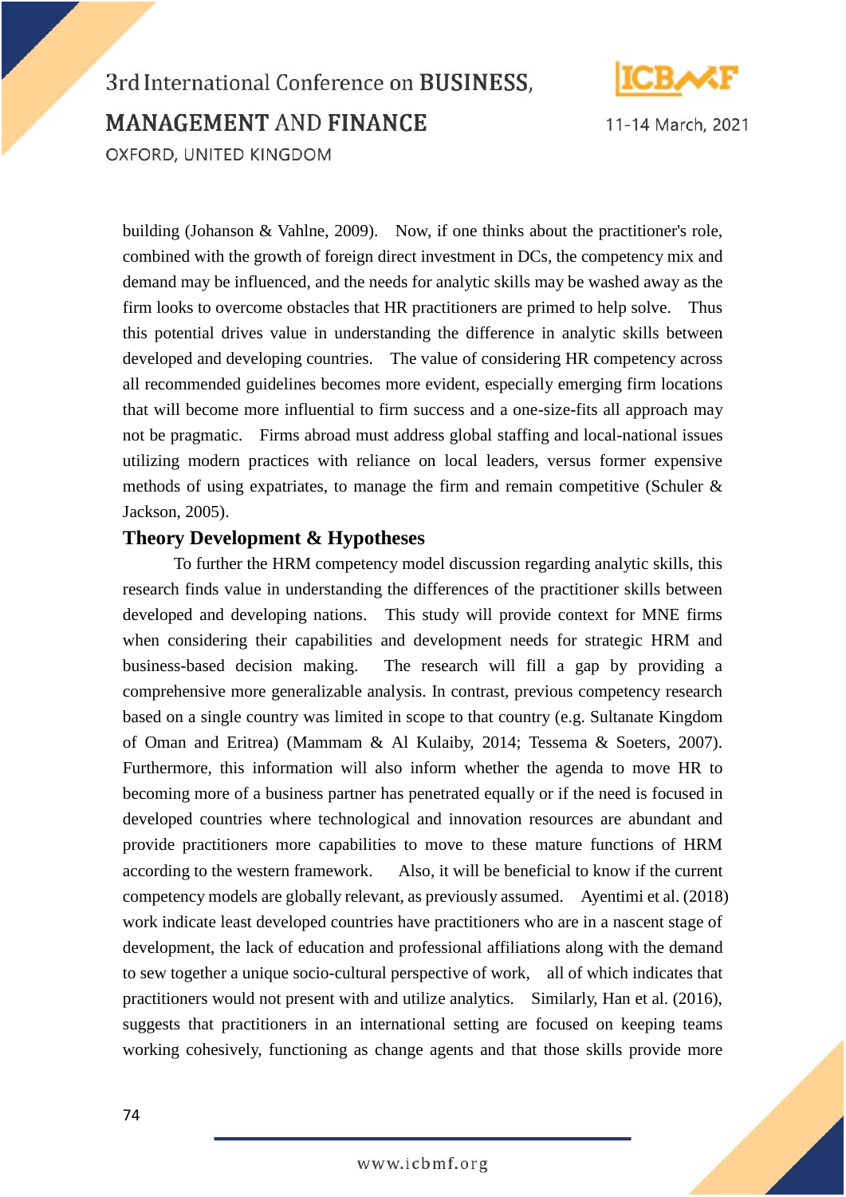building (Johanson & Vahlne, 2009). Now, if one thinks about the practitioner's role, combined with the growth of foreign direct investment in DCs, the competency mix and demand may be influenced, and the needs for analytic skills may be washed away as the firm looks to overcome obstacles that HR practitioners are primed to help solve. Thus this potential drives value in understanding the difference in analytic skills between developed and developing countries. The value of considering HR competency across all recommended guidelines becomes more evident, especially emerging firm locations that will become more influential to firm success and a one-size-fits all approach may not be pragmatic. Firms abroad must address global staffing and local-national issues utilizing modern practices with reliance on local leaders, versus former expensive methods of using expatriates, to manage the firm and remain competitive (Schuler & Jackson, 2005).

## Theory Development & Hypotheses

To further the HRM competency model discussion regarding analytic skills, this research finds value in understanding the differences of the practitioner skills between developed and developing nations. This study will provide context for MNE firms when considering their capabilities and development needs for strategic HRM and business-based decision making. The research will fill a gap by providing a comprehensive more generalizable analysis. In contrast, previous competency research based on a single country was limited in scope to that country (e.g. Sultanate Kingdom of Oman and Eritrea) (Mammam & Al Kulaiby, 2014; Tessema & Soeters, 2007). Furthermore, this information will also inform whether the agenda to move HR to becoming more of a business partner has penetrated equally or if the need is focused in developed countries where technological and innovation resources are abundant and provide practitioners more capabilities to move to these mature functions of HRM according to the western framework. Also, it will be beneficial to know if the current competency models are globally relevant, as previously assumed. Ayentimi et al. (2018) work indicate least developed countries have practitioners who are in a nascent stage of development, the lack of education and professional affiliations along with the demand to sew together a unique socio-cultural perspective of work, all of which indicates that practitioners would not present with and utilize analytics. Similarly, Han et al. (2016), suggests that practitioners in an international setting are focused on keeping teams working cohesively, functioning as change agents and that those skills provide more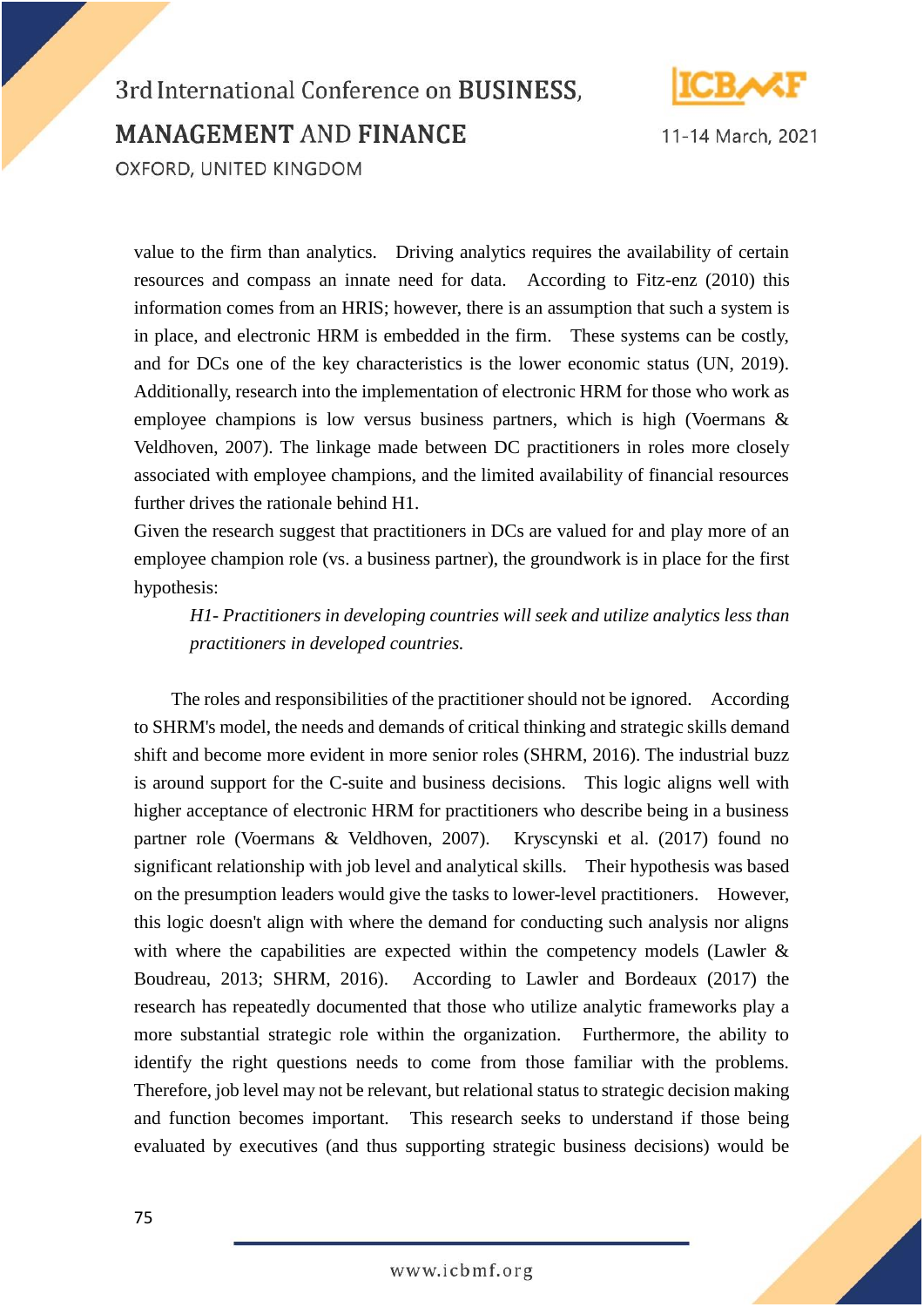value to the firm than analytics. Driving analytics requires the availability of certain resources and compass an innate need for data. According to Fitz-enz (2010) this information comes from an HRIS; however, there is an assumption that such a system is in place, and electronic HRM is embedded in the firm. These systems can be costly, and for DCs one of the key characteristics is the lower economic status (UN, 2019). Additionally, research into the implementation of electronic HRM for those who work as employee champions is low versus business partners, which is high (Voermans & Veldhoven, 2007). The linkage made between DC practitioners in roles more closely associated with employee champions, and the limited availability of financial resources further drives the rationale behind H1.

Given the research suggest that practitioners in DCs are valued for and play more of an employee champion role (vs. a business partner), the groundwork is in place for the first hypothesis:

> *H1- Practitioners in developing countries will seek and utilize analytics less than practitioners in developed countries.*

The roles and responsibilities of the practitioner should not be ignored. According to SHRM's model, the needs and demands of critical thinking and strategic skills demand shift and become more evident in more senior roles (SHRM, 2016). The industrial buzz is around support for the C-suite and business decisions. This logic aligns well with higher acceptance of electronic HRM for practitioners who describe being in a business partner role (Voermans & Veldhoven, 2007). Kryscynski et al. (2017) found no significant relationship with job level and analytical skills. Their hypothesis was based on the presumption leaders would give the tasks to lower-level practitioners. However, this logic doesn't align with where the demand for conducting such analysis nor aligns with where the capabilities are expected within the competency models (Lawler & Boudreau, 2013; SHRM, 2016). According to Lawler and Bordeaux (2017) the research has repeatedly documented that those who utilize analytic frameworks play a more substantial strategic role within the organization. Furthermore, the ability to identify the right questions needs to come from those familiar with the problems. Therefore, job level may not be relevant, but relational status to strategic decision making and function becomes important. This research seeks to understand if those being evaluated by executives (and thus supporting strategic business decisions) would be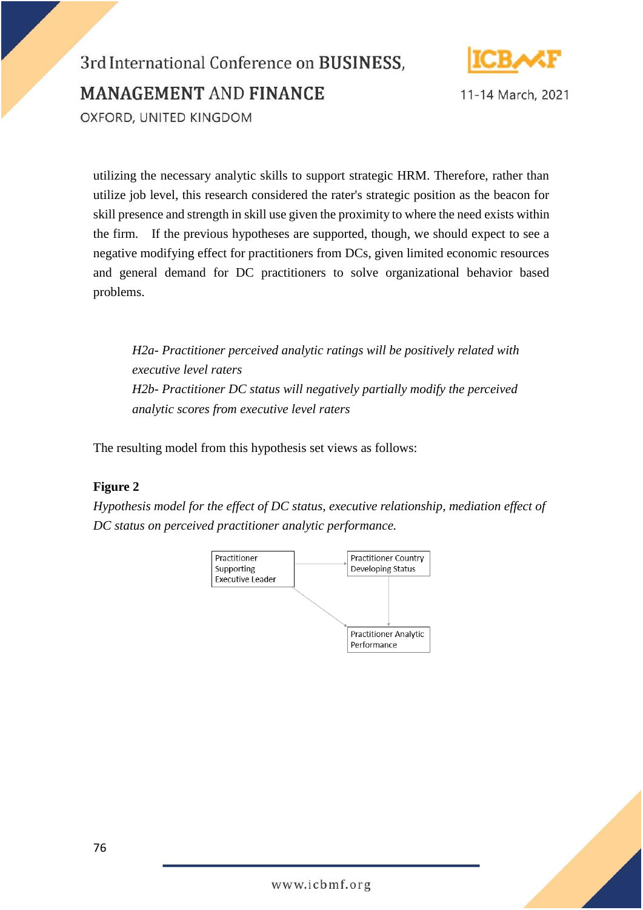utilizing the necessary analytic skills to support strategic HRM. Therefore, rather than utilize job level, this research considered the rater's strategic position as the beacon for skill presence and strength in skill use given the proximity to where the need exists within the firm. If the previous hypotheses are supported, though, we should expect to see a negative modifying effect for practitioners from DCs, given limited economic resources and general demand for DC practitioners to solve organizational behavior based problems.

> *H2a- Practitioner perceived analytic ratings will be positively related with executive level raters*
>
> *H2b- Practitioner DC status will negatively partially modify the perceived analytic scores from executive level raters*

The resulting model from this hypothesis set views as follows:

**Figure 2**

*Hypothesis model for the effect of DC status, executive relationship, mediation effect of DC status on perceived practitioner analytic performance.*

Practitioner Supporting Executive Leader

Practitioner Country Developing Status

Practitioner Analytic Performance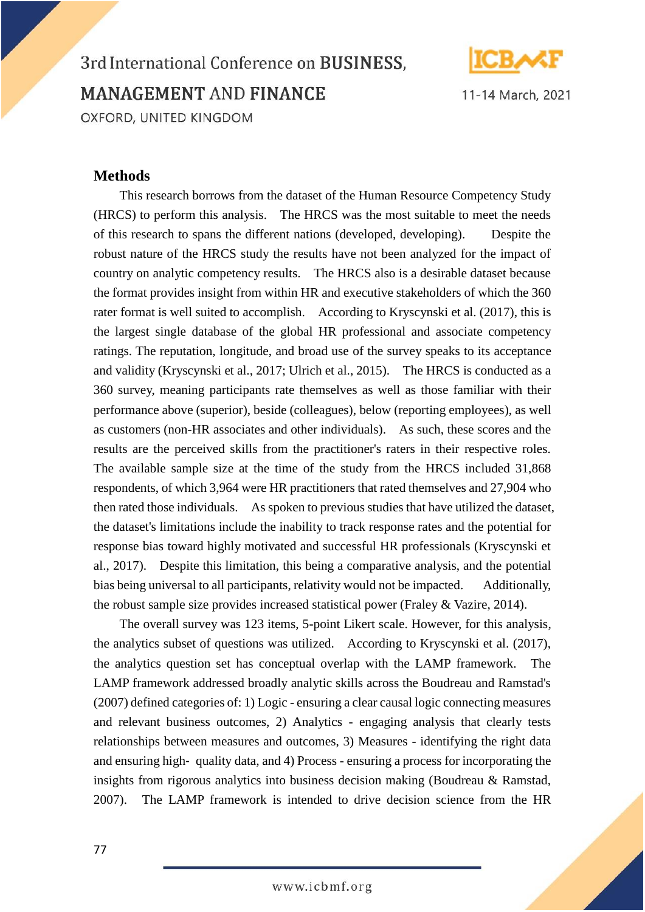## Methods

This research borrows from the dataset of the Human Resource Competency Study (HRCS) to perform this analysis. The HRCS was the most suitable to meet the needs of this research to spans the different nations (developed, developing). Despite the robust nature of the HRCS study the results have not been analyzed for the impact of country on analytic competency results. The HRCS also is a desirable dataset because the format provides insight from within HR and executive stakeholders of which the 360 rater format is well suited to accomplish. According to Kryscynski et al. (2017), this is the largest single database of the global HR professional and associate competency ratings. The reputation, longitude, and broad use of the survey speaks to its acceptance and validity (Kryscynski et al., 2017; Ulrich et al., 2015). The HRCS is conducted as a 360 survey, meaning participants rate themselves as well as those familiar with their performance above (superior), beside (colleagues), below (reporting employees), as well as customers (non-HR associates and other individuals). As such, these scores and the results are the perceived skills from the practitioner's raters in their respective roles. The available sample size at the time of the study from the HRCS included 31,868 respondents, of which 3,964 were HR practitioners that rated themselves and 27,904 who then rated those individuals. As spoken to previous studies that have utilized the dataset, the dataset's limitations include the inability to track response rates and the potential for response bias toward highly motivated and successful HR professionals (Kryscynski et al., 2017). Despite this limitation, this being a comparative analysis, and the potential bias being universal to all participants, relativity would not be impacted. Additionally, the robust sample size provides increased statistical power (Fraley & Vazire, 2014).

The overall survey was 123 items, 5-point Likert scale. However, for this analysis, the analytics subset of questions was utilized. According to Kryscynski et al. (2017), the analytics question set has conceptual overlap with the LAMP framework. The LAMP framework addressed broadly analytic skills across the Boudreau and Ramstad's (2007) defined categories of: 1) Logic - ensuring a clear causal logic connecting measures and relevant business outcomes, 2) Analytics - engaging analysis that clearly tests relationships between measures and outcomes, 3) Measures - identifying the right data and ensuring high- quality data, and 4) Process - ensuring a process for incorporating the insights from rigorous analytics into business decision making (Boudreau & Ramstad, 2007). The LAMP framework is intended to drive decision science from the HR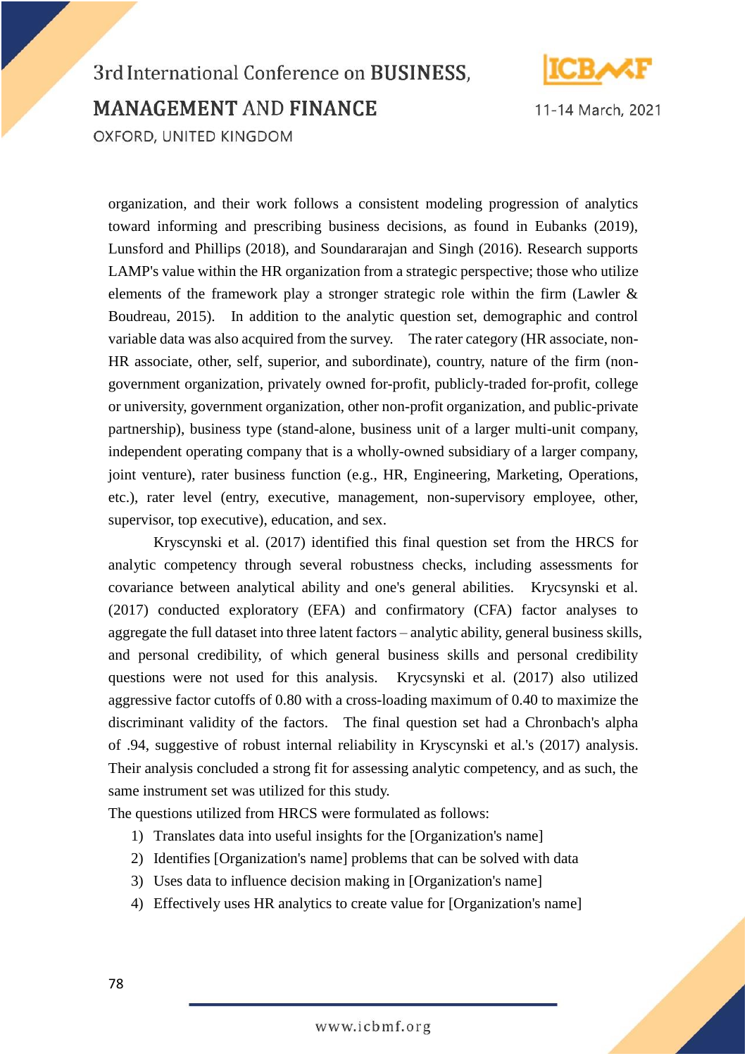organization, and their work follows a consistent modeling progression of analytics toward informing and prescribing business decisions, as found in Eubanks (2019), Lunsford and Phillips (2018), and Soundararajan and Singh (2016). Research supports LAMP's value within the HR organization from a strategic perspective; those who utilize elements of the framework play a stronger strategic role within the firm (Lawler & Boudreau, 2015). In addition to the analytic question set, demographic and control variable data was also acquired from the survey. The rater category (HR associate, non-HR associate, other, self, superior, and subordinate), country, nature of the firm (non-government organization, privately owned for-profit, publicly-traded for-profit, college or university, government organization, other non-profit organization, and public-private partnership), business type (stand-alone, business unit of a larger multi-unit company, independent operating company that is a wholly-owned subsidiary of a larger company, joint venture), rater business function (e.g., HR, Engineering, Marketing, Operations, etc.), rater level (entry, executive, management, non-supervisory employee, other, supervisor, top executive), education, and sex.

Kryscynski et al. (2017) identified this final question set from the HRCS for analytic competency through several robustness checks, including assessments for covariance between analytical ability and one's general abilities. Krycsynski et al. (2017) conducted exploratory (EFA) and confirmatory (CFA) factor analyses to aggregate the full dataset into three latent factors – analytic ability, general business skills, and personal credibility, of which general business skills and personal credibility questions were not used for this analysis. Krycsynski et al. (2017) also utilized aggressive factor cutoffs of 0.80 with a cross-loading maximum of 0.40 to maximize the discriminant validity of the factors. The final question set had a Chronbach's alpha of .94, suggestive of robust internal reliability in Kryscynski et al.'s (2017) analysis. Their analysis concluded a strong fit for assessing analytic competency, and as such, the same instrument set was utilized for this study.

The questions utilized from HRCS were formulated as follows:

1) Translates data into useful insights for the [Organization's name]
2) Identifies [Organization's name] problems that can be solved with data
3) Uses data to influence decision making in [Organization's name]
4) Effectively uses HR analytics to create value for [Organization's name]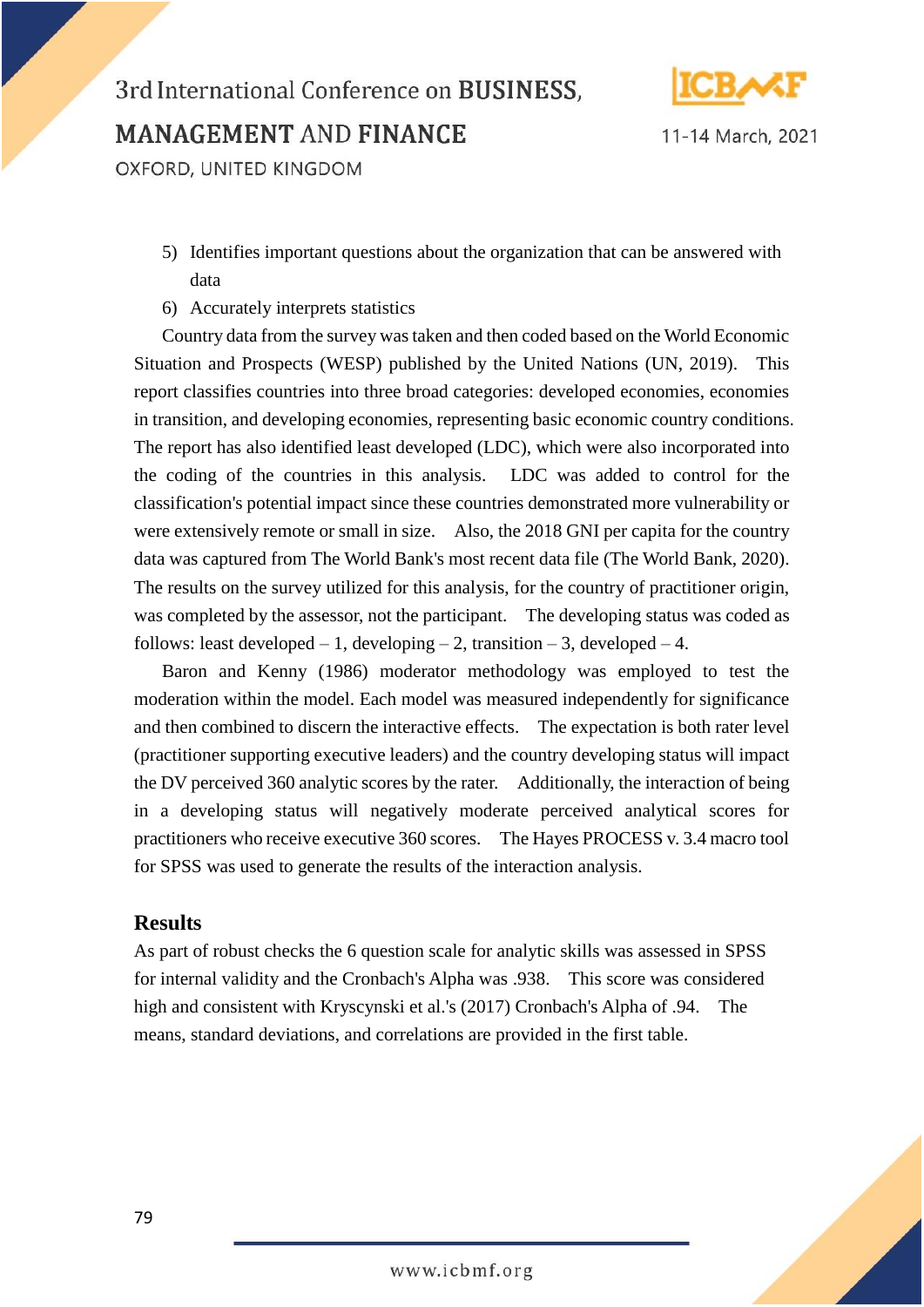5) Identifies important questions about the organization that can be answered with data
6) Accurately interprets statistics

Country data from the survey was taken and then coded based on the World Economic Situation and Prospects (WESP) published by the United Nations (UN, 2019). This report classifies countries into three broad categories: developed economies, economies in transition, and developing economies, representing basic economic country conditions. The report has also identified least developed (LDC), which were also incorporated into the coding of the countries in this analysis. LDC was added to control for the classification's potential impact since these countries demonstrated more vulnerability or were extensively remote or small in size. Also, the 2018 GNI per capita for the country data was captured from The World Bank's most recent data file (The World Bank, 2020). The results on the survey utilized for this analysis, for the country of practitioner origin, was completed by the assessor, not the participant. The developing status was coded as follows: least developed – 1, developing – 2, transition – 3, developed – 4.

Baron and Kenny (1986) moderator methodology was employed to test the moderation within the model. Each model was measured independently for significance and then combined to discern the interactive effects. The expectation is both rater level (practitioner supporting executive leaders) and the country developing status will impact the DV perceived 360 analytic scores by the rater. Additionally, the interaction of being in a developing status will negatively moderate perceived analytical scores for practitioners who receive executive 360 scores. The Hayes PROCESS v. 3.4 macro tool for SPSS was used to generate the results of the interaction analysis.

## Results

As part of robust checks the 6 question scale for analytic skills was assessed in SPSS for internal validity and the Cronbach's Alpha was .938. This score was considered high and consistent with Kryscynski et al.'s (2017) Cronbach's Alpha of .94. The means, standard deviations, and correlations are provided in the first table.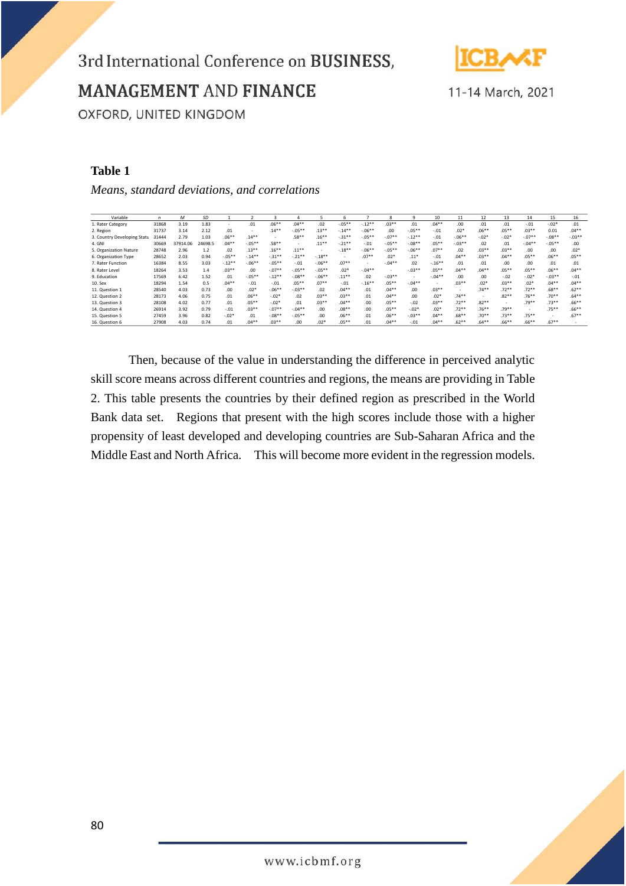**Table 1**

*Means, standard deviations, and correlations*

| Variable | n | M | SD | 1 | 2 | 3 | 4 | 5 | 6 | 7 | 8 | 9 | 10 | 11 | 12 | 13 | 14 | 15 | 16 |
|---|---|---|---|---|---|---|---|---|---|---|---|---|---|---|---|---|---|---|---|
| 1. Rater Category | 31868 | 3.19 | 1.83 | - | .01 | .06** | .04** | .02 | -.05** | -.12** | .03** | .01 | .04** | .00 | .01 | .01 | -.01 | -.02* | .01 |
| 2. Region | 31737 | 3.14 | 2.12 | .01 | - | .14** | -.05** | .13** | -.14** | -.06** | .00 | -.05** | -.01 | .02* | .06** | .05** | .03** | 0.01 | .04** |
| 3. Country Developing Statu | 31444 | 2.79 | 1.03 | .06** | .14** | - | .58** | .16** | -.31** | -.05** | -.07** | -.12** | -.01 | -.06** | -.02* | -.02* | -.07** | -.08** | -.03** |
| 4. GNI | 30669 | 37914.06 | 24698.5 | .04** | -.05** | .58** | - | .11** | -.21** | -.01 | -.05** | -.08** | .05** | -.03** | .02 | .01 | -.04** | -.05** | .00 |
| 5. Organization Nature | 28748 | 2.96 | 1.2 | .02 | .13** | .16** | .11** | - | -.18** | -.06** | -.05** | -.06** | .07** | .02 | .03** | .03** | .00 | .00 | .02* |
| 6. Organization Type | 28652 | 2.03 | 0.94 | -.05** | -.14** | -.31** | -.21** | -.18** | - | .07** | .02* | .11* | -.01 | .04** | .03** | .04** | .05** | .06** | .05** |
| 7. Rater Function | 16384 | 8.55 | 3.03 | -.12** | -.06** | -.05** | -.01 | -.06** | .07** | - | -.04** | .02 | -.16** | .01 | .01 | .00 | .00 | .01 | .01 |
| 8. Rater Level | 18264 | 3.53 | 1.4 | .03** | .00 | -.07** | -.05** | -.05** | .02* | -.04** | - | -.03** | .05** | .04** | .04** | .05** | .05** | .06** | .04** |
| 9. Education | 17569 | 6.42 | 1.52 | .01 | -.05** | -.12** | -.08** | -.06** | .11** | .02 | -.03** | - | -.04** | .00 | .00 | -.02 | -.02* | -.03** | -.01 |
| 10. Sex | 18294 | 1.54 | 0.5 | .04** | -.01 | -.01 | .05** | .07** | -.01 | -.16** | .05** | -.04** | - | .03** | .02* | .03** | .02* | .04** | .04** |
| 11. Question 1 | 28540 | 4.03 | 0.73 | .00 | .02* | -.06** | -.03** | .02 | .04** | .01 | .04** | .00 | .03** | - | .74** | .72** | .72** | .68** | .62** |
| 12. Question 2 | 28173 | 4.06 | 0.75 | .01 | .06** | -.02* | .02 | .03** | .03** | .01 | .04** | .00 | .02* | .74** | - | .82** | .76** | .70** | .64** |
| 13. Question 3 | 28108 | 4.02 | 0.77 | .01 | .05** | -.02* | .01 | .03** | .04** | .00 | .05** | -.02 | .03** | .72** | .82** | - | .79** | .73** | .66** |
| 14. Question 4 | 26914 | 3.92 | 0.79 | -.01 | .03** | -.07** | -.04** | .00 | .08** | .00 | .05** | -.02* | .02* | .72** | .76** | .79** | - | .75** | .66** |
| 15. Question 5 | 27459 | 3.96 | 0.82 | -.02* | .01 | -.08** | -.05** | .00 | .06** | .01 | .06** | -.03** | .04** | .68** | .70** | .73** | .75** | - | .67** |
| 16. Question 6 | 27908 | 4.03 | 0.74 | .01 | .04** | .03** | .00 | .02* | .05** | .01 | .04** | -.01 | .04** | .62** | .64** | .66** | .66** | .67** | - |

Then, because of the value in understanding the difference in perceived analytic skill score means across different countries and regions, the means are providing in Table 2. This table presents the countries by their defined region as prescribed in the World Bank data set. Regions that present with the high scores include those with a higher propensity of least developed and developing countries are Sub-Saharan Africa and the Middle East and North Africa. This will become more evident in the regression models.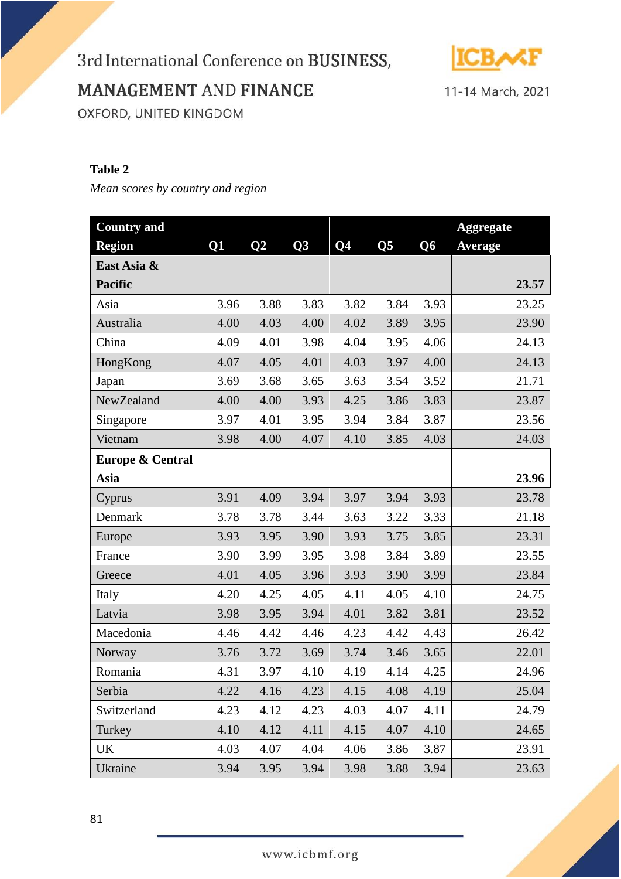**Table 2**

*Mean scores by country and region*

| Country and Region | Q1 | Q2 | Q3 | Q4 | Q5 | Q6 | Aggregate Average |
|---|---|---|---|---|---|---|---|
| **East Asia & Pacific** | | | | | | | **23.57** |
| Asia | 3.96 | 3.88 | 3.83 | 3.82 | 3.84 | 3.93 | 23.25 |
| Australia | 4.00 | 4.03 | 4.00 | 4.02 | 3.89 | 3.95 | 23.90 |
| China | 4.09 | 4.01 | 3.98 | 4.04 | 3.95 | 4.06 | 24.13 |
| HongKong | 4.07 | 4.05 | 4.01 | 4.03 | 3.97 | 4.00 | 24.13 |
| Japan | 3.69 | 3.68 | 3.65 | 3.63 | 3.54 | 3.52 | 21.71 |
| NewZealand | 4.00 | 4.00 | 3.93 | 4.25 | 3.86 | 3.83 | 23.87 |
| Singapore | 3.97 | 4.01 | 3.95 | 3.94 | 3.84 | 3.87 | 23.56 |
| Vietnam | 3.98 | 4.00 | 4.07 | 4.10 | 3.85 | 4.03 | 24.03 |
| **Europe & Central Asia** | | | | | | | **23.96** |
| Cyprus | 3.91 | 4.09 | 3.94 | 3.97 | 3.94 | 3.93 | 23.78 |
| Denmark | 3.78 | 3.78 | 3.44 | 3.63 | 3.22 | 3.33 | 21.18 |
| Europe | 3.93 | 3.95 | 3.90 | 3.93 | 3.75 | 3.85 | 23.31 |
| France | 3.90 | 3.99 | 3.95 | 3.98 | 3.84 | 3.89 | 23.55 |
| Greece | 4.01 | 4.05 | 3.96 | 3.93 | 3.90 | 3.99 | 23.84 |
| Italy | 4.20 | 4.25 | 4.05 | 4.11 | 4.05 | 4.10 | 24.75 |
| Latvia | 3.98 | 3.95 | 3.94 | 4.01 | 3.82 | 3.81 | 23.52 |
| Macedonia | 4.46 | 4.42 | 4.46 | 4.23 | 4.42 | 4.43 | 26.42 |
| Norway | 3.76 | 3.72 | 3.69 | 3.74 | 3.46 | 3.65 | 22.01 |
| Romania | 4.31 | 3.97 | 4.10 | 4.19 | 4.14 | 4.25 | 24.96 |
| Serbia | 4.22 | 4.16 | 4.23 | 4.15 | 4.08 | 4.19 | 25.04 |
| Switzerland | 4.23 | 4.12 | 4.23 | 4.03 | 4.07 | 4.11 | 24.79 |
| Turkey | 4.10 | 4.12 | 4.11 | 4.15 | 4.07 | 4.10 | 24.65 |
| UK | 4.03 | 4.07 | 4.04 | 4.06 | 3.86 | 3.87 | 23.91 |
| Ukraine | 3.94 | 3.95 | 3.94 | 3.98 | 3.88 | 3.94 | 23.63 |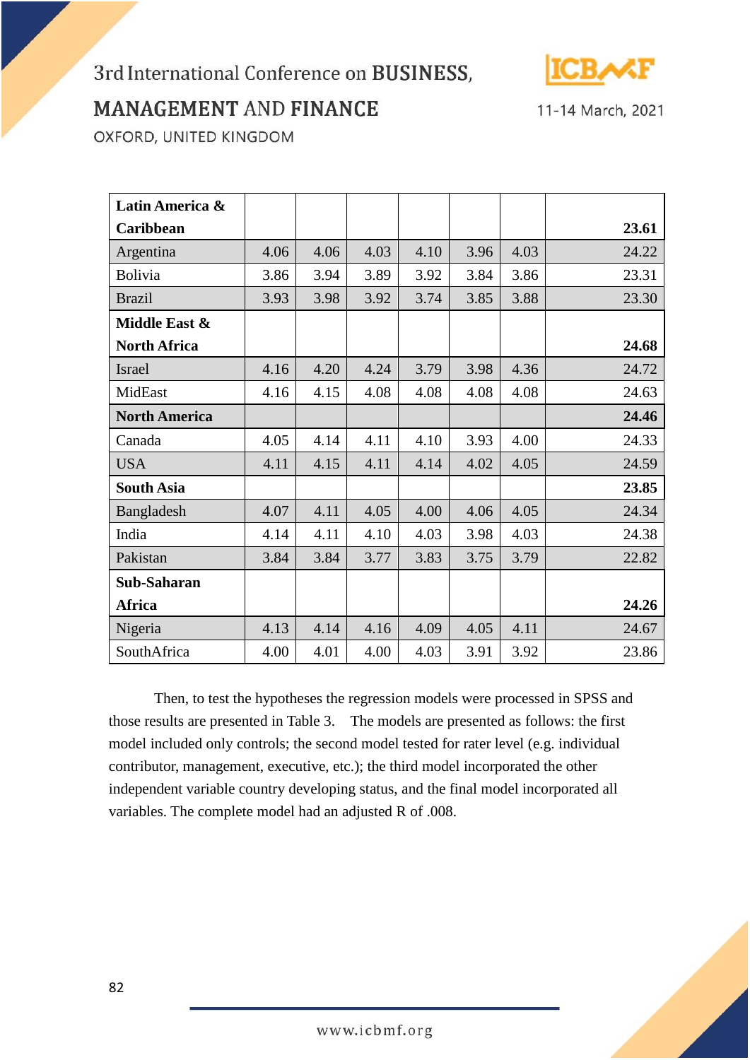| | | | | | | | |
|---|---|---|---|---|---|---|---|
| **Latin America & Caribbean** | | | | | | | **23.61** |
| Argentina | 4.06 | 4.06 | 4.03 | 4.10 | 3.96 | 4.03 | 24.22 |
| Bolivia | 3.86 | 3.94 | 3.89 | 3.92 | 3.84 | 3.86 | 23.31 |
| Brazil | 3.93 | 3.98 | 3.92 | 3.74 | 3.85 | 3.88 | 23.30 |
| **Middle East & North Africa** | | | | | | | **24.68** |
| Israel | 4.16 | 4.20 | 4.24 | 3.79 | 3.98 | 4.36 | 24.72 |
| MidEast | 4.16 | 4.15 | 4.08 | 4.08 | 4.08 | 4.08 | 24.63 |
| **North America** | | | | | | | **24.46** |
| Canada | 4.05 | 4.14 | 4.11 | 4.10 | 3.93 | 4.00 | 24.33 |
| USA | 4.11 | 4.15 | 4.11 | 4.14 | 4.02 | 4.05 | 24.59 |
| **South Asia** | | | | | | | **23.85** |
| Bangladesh | 4.07 | 4.11 | 4.05 | 4.00 | 4.06 | 4.05 | 24.34 |
| India | 4.14 | 4.11 | 4.10 | 4.03 | 3.98 | 4.03 | 24.38 |
| Pakistan | 3.84 | 3.84 | 3.77 | 3.83 | 3.75 | 3.79 | 22.82 |
| **Sub-Saharan Africa** | | | | | | | **24.26** |
| Nigeria | 4.13 | 4.14 | 4.16 | 4.09 | 4.05 | 4.11 | 24.67 |
| SouthAfrica | 4.00 | 4.01 | 4.00 | 4.03 | 3.91 | 3.92 | 23.86 |

Then, to test the hypotheses the regression models were processed in SPSS and those results are presented in Table 3. The models are presented as follows: the first model included only controls; the second model tested for rater level (e.g. individual contributor, management, executive, etc.); the third model incorporated the other independent variable country developing status, and the final model incorporated all variables. The complete model had an adjusted R of .008.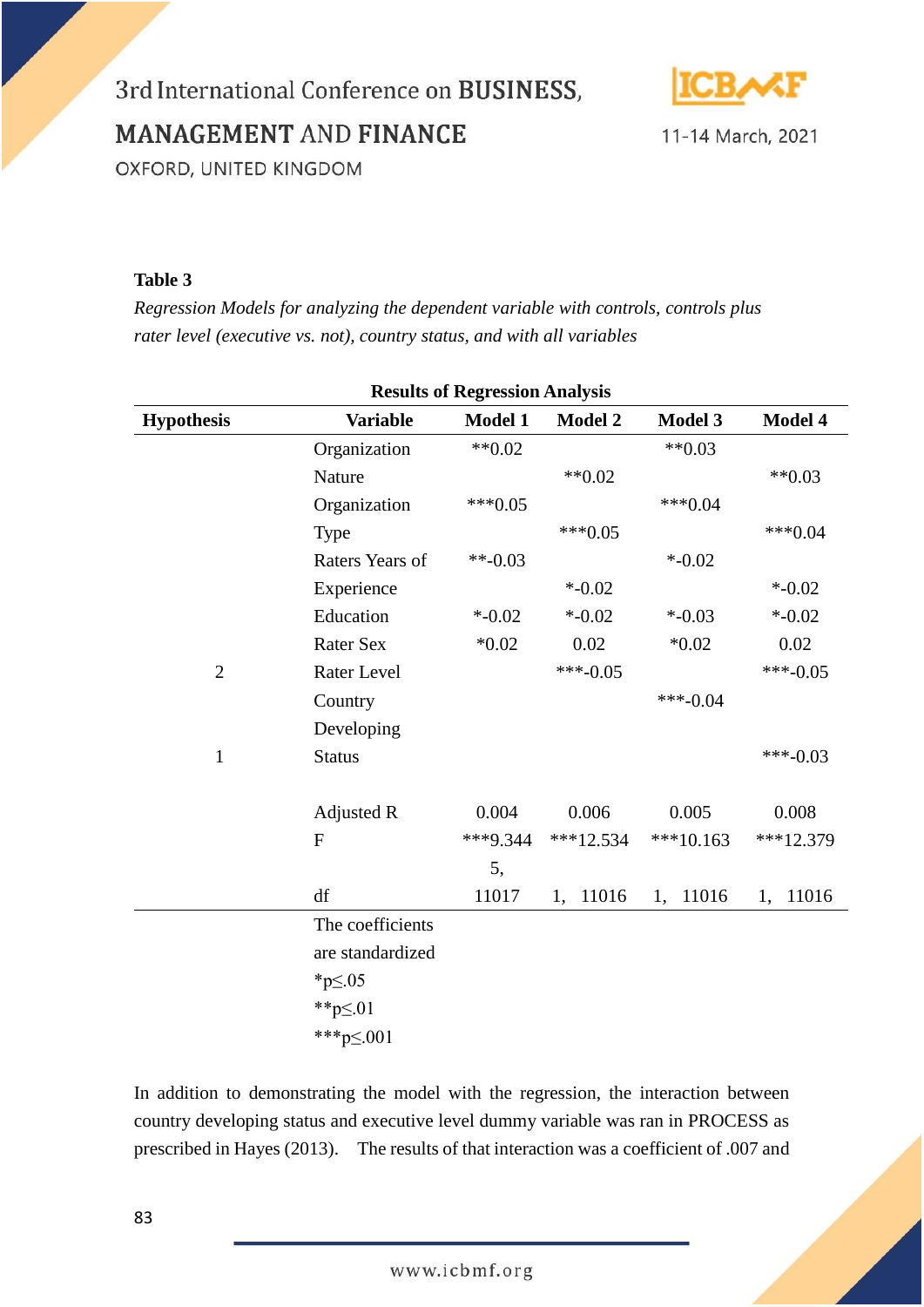**Table 3**

*Regression Models for analyzing the dependent variable with controls, controls plus rater level (executive vs. not), country status, and with all variables*

**Results of Regression Analysis**

| Hypothesis | Variable | Model 1 | Model 2 | Model 3 | Model 4 |
|---|---|---|---|---|---|
| | Organization | **0.02 | | **0.03 | |
| | Nature | | **0.02 | | **0.03 |
| | Organization | ***0.05 | | ***0.04 | |
| | Type | | ***0.05 | | ***0.04 |
| | Raters Years of | **-0.03 | | *-0.02 | |
| | Experience | | *-0.02 | | *-0.02 |
| | Education | *-0.02 | *-0.02 | *-0.03 | *-0.02 |
| | Rater Sex | *0.02 | 0.02 | *0.02 | 0.02 |
| 2 | Rater Level | | ***-0.05 | | ***-0.05 |
| | Country | | | ***-0.04 | |
| | Developing | | | | |
| 1 | Status | | | | ***-0.03 |
| | | | | | |
| | Adjusted R | 0.004 | 0.006 | 0.005 | 0.008 |
| | F | ***9.344 | ***12.534 | ***10.163 | ***12.379 |
| | | 5, | | | |
| | df | 11017 | 1, 11016 | 1, 11016 | 1, 11016 |

The coefficients are standardized
*p≤.05
**p≤.01
***p≤.001

In addition to demonstrating the model with the regression, the interaction between country developing status and executive level dummy variable was ran in PROCESS as prescribed in Hayes (2013). The results of that interaction was a coefficient of .007 and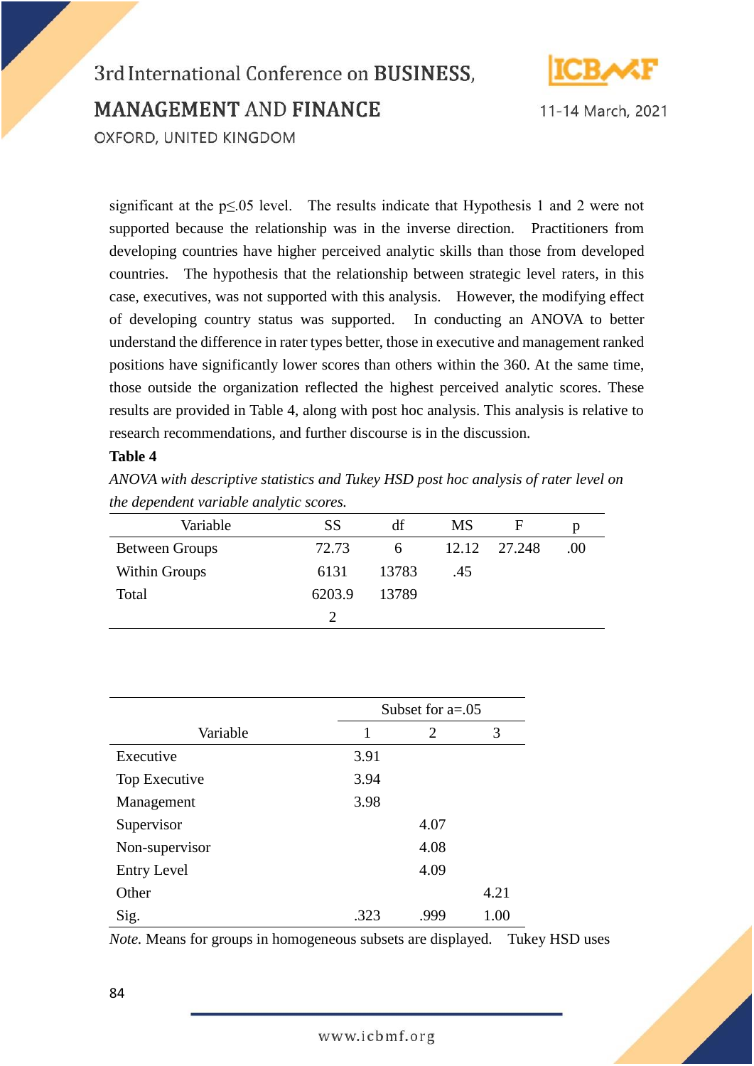significant at the p≤.05 level. The results indicate that Hypothesis 1 and 2 were not supported because the relationship was in the inverse direction. Practitioners from developing countries have higher perceived analytic skills than those from developed countries. The hypothesis that the relationship between strategic level raters, in this case, executives, was not supported with this analysis. However, the modifying effect of developing country status was supported. In conducting an ANOVA to better understand the difference in rater types better, those in executive and management ranked positions have significantly lower scores than others within the 360. At the same time, those outside the organization reflected the highest perceived analytic scores. These results are provided in Table 4, along with post hoc analysis. This analysis is relative to research recommendations, and further discourse is in the discussion.

**Table 4**

*ANOVA with descriptive statistics and Tukey HSD post hoc analysis of rater level on the dependent variable analytic scores.*

| Variable | SS | df | MS | F | p |
|---|---|---|---|---|---|
| Between Groups | 72.73 | 6 | 12.12 | 27.248 | .00 |
| Within Groups | 6131 | 13783 | .45 | | |
| Total | 6203.92 | 13789 | | | |

| Variable | Subset for a=.05 | | |
|---|---|---|---|
| | 1 | 2 | 3 |
| Executive | 3.91 | | |
| Top Executive | 3.94 | | |
| Management | 3.98 | | |
| Supervisor | | 4.07 | |
| Non-supervisor | | 4.08 | |
| Entry Level | | 4.09 | |
| Other | | | 4.21 |
| Sig. | .323 | .999 | 1.00 |

*Note.* Means for groups in homogeneous subsets are displayed. Tukey HSD uses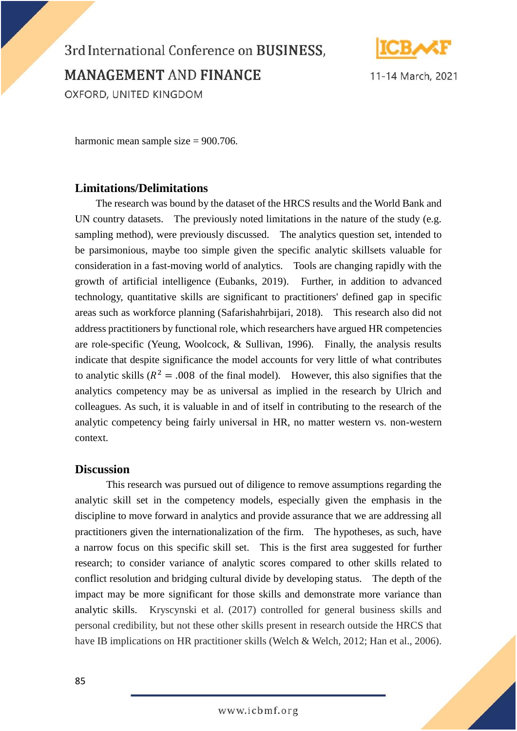harmonic mean sample size = 900.706.

## Limitations/Delimitations

The research was bound by the dataset of the HRCS results and the World Bank and UN country datasets. The previously noted limitations in the nature of the study (e.g. sampling method), were previously discussed. The analytics question set, intended to be parsimonious, maybe too simple given the specific analytic skillsets valuable for consideration in a fast-moving world of analytics. Tools are changing rapidly with the growth of artificial intelligence (Eubanks, 2019). Further, in addition to advanced technology, quantitative skills are significant to practitioners' defined gap in specific areas such as workforce planning (Safarishahrbijari, 2018). This research also did not address practitioners by functional role, which researchers have argued HR competencies are role-specific (Yeung, Woolcock, & Sullivan, 1996). Finally, the analysis results indicate that despite significance the model accounts for very little of what contributes to analytic skills ($R^2 = .008$ of the final model). However, this also signifies that the analytics competency may be as universal as implied in the research by Ulrich and colleagues. As such, it is valuable in and of itself in contributing to the research of the analytic competency being fairly universal in HR, no matter western vs. non-western context.

## Discussion

This research was pursued out of diligence to remove assumptions regarding the analytic skill set in the competency models, especially given the emphasis in the discipline to move forward in analytics and provide assurance that we are addressing all practitioners given the internationalization of the firm. The hypotheses, as such, have a narrow focus on this specific skill set. This is the first area suggested for further research; to consider variance of analytic scores compared to other skills related to conflict resolution and bridging cultural divide by developing status. The depth of the impact may be more significant for those skills and demonstrate more variance than analytic skills. Kryscynski et al. (2017) controlled for general business skills and personal credibility, but not these other skills present in research outside the HRCS that have IB implications on HR practitioner skills (Welch & Welch, 2012; Han et al., 2006).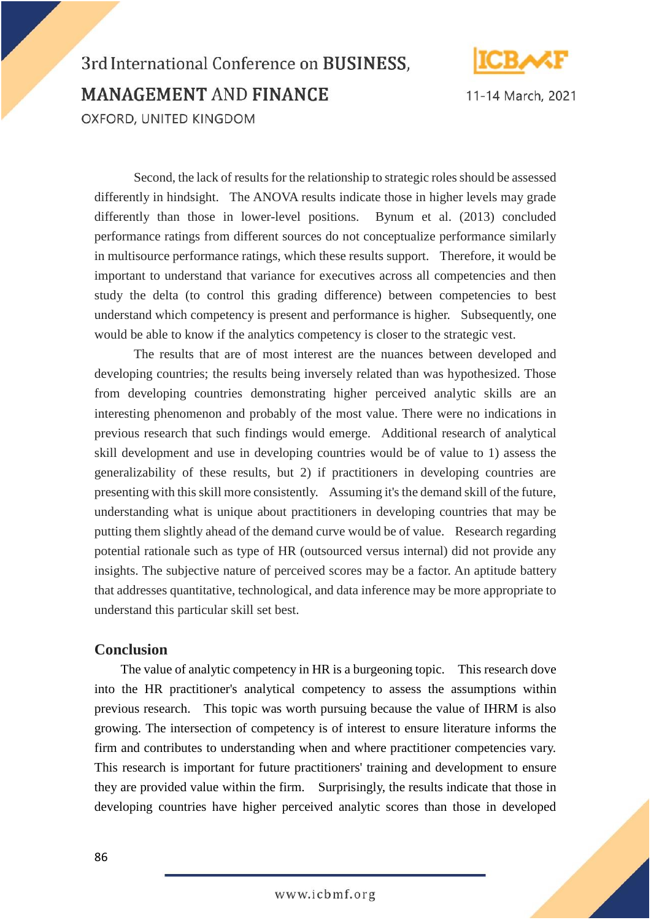Second, the lack of results for the relationship to strategic roles should be assessed differently in hindsight. The ANOVA results indicate those in higher levels may grade differently than those in lower-level positions. Bynum et al. (2013) concluded performance ratings from different sources do not conceptualize performance similarly in multisource performance ratings, which these results support. Therefore, it would be important to understand that variance for executives across all competencies and then study the delta (to control this grading difference) between competencies to best understand which competency is present and performance is higher. Subsequently, one would be able to know if the analytics competency is closer to the strategic vest.

The results that are of most interest are the nuances between developed and developing countries; the results being inversely related than was hypothesized. Those from developing countries demonstrating higher perceived analytic skills are an interesting phenomenon and probably of the most value. There were no indications in previous research that such findings would emerge. Additional research of analytical skill development and use in developing countries would be of value to 1) assess the generalizability of these results, but 2) if practitioners in developing countries are presenting with this skill more consistently. Assuming it's the demand skill of the future, understanding what is unique about practitioners in developing countries that may be putting them slightly ahead of the demand curve would be of value. Research regarding potential rationale such as type of HR (outsourced versus internal) did not provide any insights. The subjective nature of perceived scores may be a factor. An aptitude battery that addresses quantitative, technological, and data inference may be more appropriate to understand this particular skill set best.

## Conclusion

The value of analytic competency in HR is a burgeoning topic. This research dove into the HR practitioner's analytical competency to assess the assumptions within previous research. This topic was worth pursuing because the value of IHRM is also growing. The intersection of competency is of interest to ensure literature informs the firm and contributes to understanding when and where practitioner competencies vary. This research is important for future practitioners' training and development to ensure they are provided value within the firm. Surprisingly, the results indicate that those in developing countries have higher perceived analytic scores than those in developed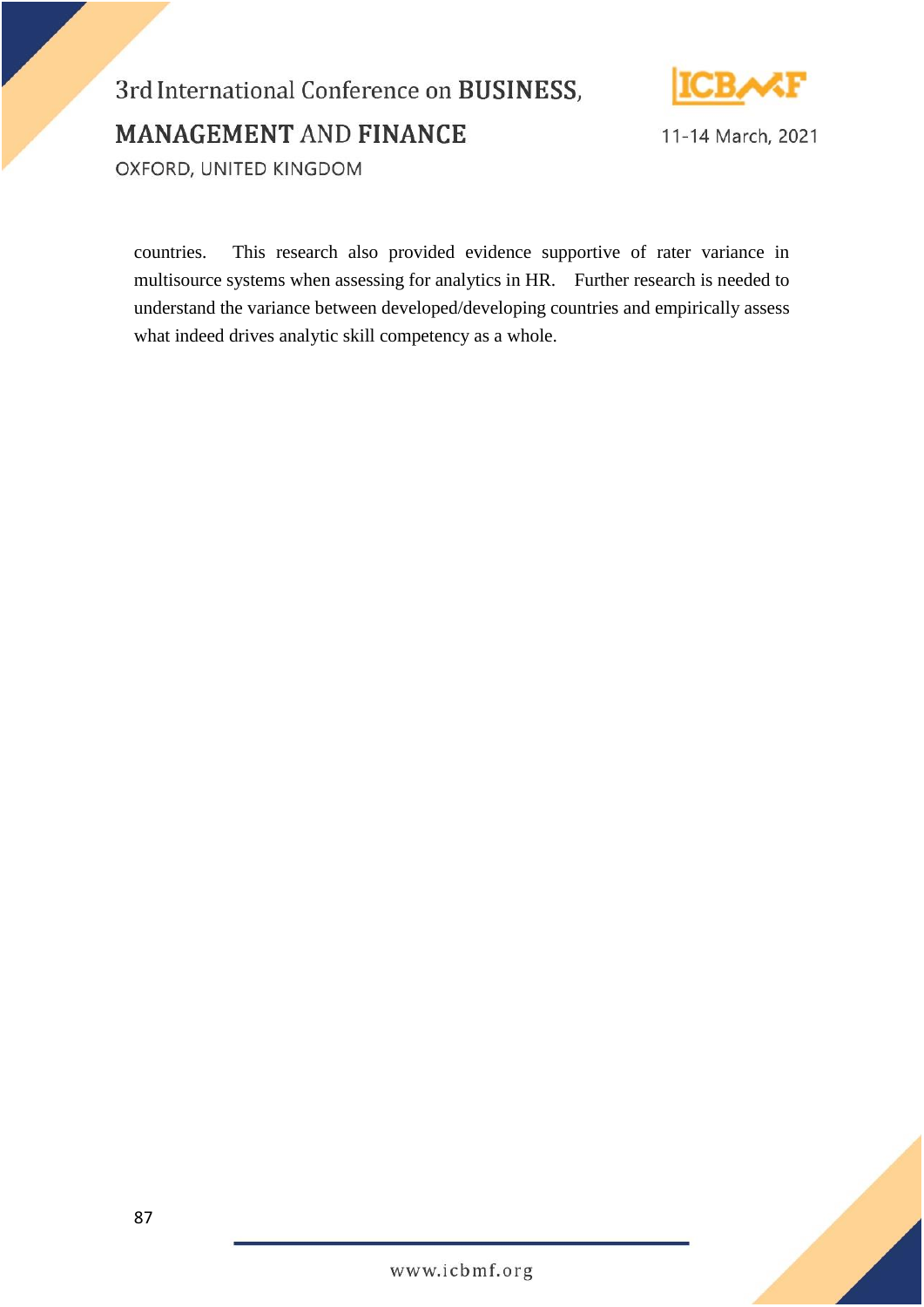countries. This research also provided evidence supportive of rater variance in multisource systems when assessing for analytics in HR. Further research is needed to understand the variance between developed/developing countries and empirically assess what indeed drives analytic skill competency as a whole.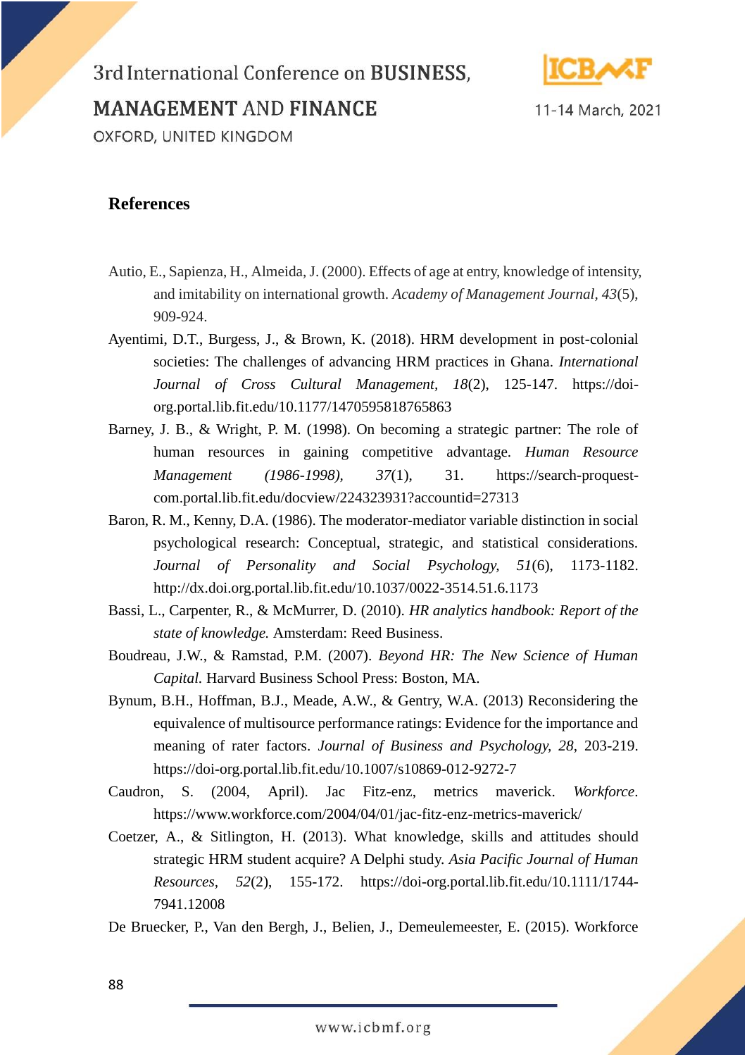## References

Autio, E., Sapienza, H., Almeida, J. (2000). Effects of age at entry, knowledge of intensity, and imitability on international growth. *Academy of Management Journal*, *43*(5), 909-924.

Ayentimi, D.T., Burgess, J., & Brown, K. (2018). HRM development in post-colonial societies: The challenges of advancing HRM practices in Ghana. *International Journal of Cross Cultural Management*, *18*(2), 125-147. https://doi-org.portal.lib.fit.edu/10.1177/1470595818765863

Barney, J. B., & Wright, P. M. (1998). On becoming a strategic partner: The role of human resources in gaining competitive advantage. *Human Resource Management (1986-1998)*, *37*(1), 31. https://search-proquest-com.portal.lib.fit.edu/docview/224323931?accountid=27313

Baron, R. M., Kenny, D.A. (1986). The moderator-mediator variable distinction in social psychological research: Conceptual, strategic, and statistical considerations. *Journal of Personality and Social Psychology*, *51*(6), 1173-1182. http://dx.doi.org.portal.lib.fit.edu/10.1037/0022-3514.51.6.1173

Bassi, L., Carpenter, R., & McMurrer, D. (2010). *HR analytics handbook: Report of the state of knowledge.* Amsterdam: Reed Business.

Boudreau, J.W., & Ramstad, P.M. (2007). *Beyond HR: The New Science of Human Capital.* Harvard Business School Press: Boston, MA.

Bynum, B.H., Hoffman, B.J., Meade, A.W., & Gentry, W.A. (2013) Reconsidering the equivalence of multisource performance ratings: Evidence for the importance and meaning of rater factors. *Journal of Business and Psychology*, *28*, 203-219. https://doi-org.portal.lib.fit.edu/10.1007/s10869-012-9272-7

Caudron, S. (2004, April). Jac Fitz-enz, metrics maverick. *Workforce*. https://www.workforce.com/2004/04/01/jac-fitz-enz-metrics-maverick/

Coetzer, A., & Sitlington, H. (2013). What knowledge, skills and attitudes should strategic HRM student acquire? A Delphi study. *Asia Pacific Journal of Human Resources*, *52*(2), 155-172. https://doi-org.portal.lib.fit.edu/10.1111/1744-7941.12008

De Bruecker, P., Van den Bergh, J., Belien, J., Demeulemeester, E. (2015). Workforce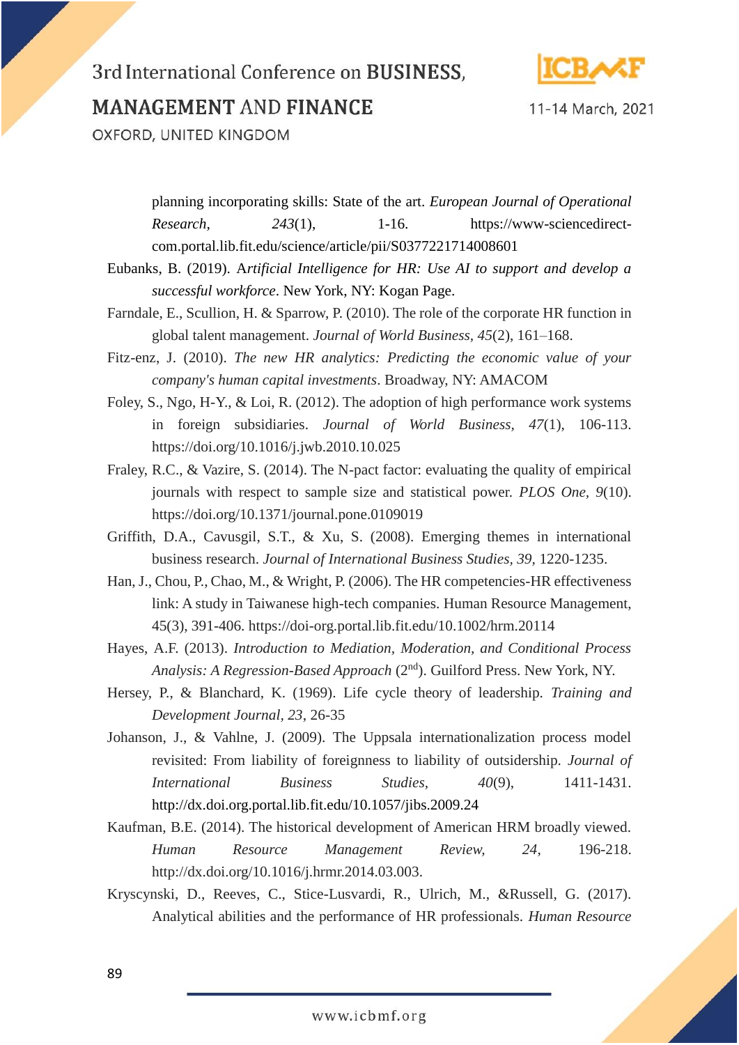planning incorporating skills: State of the art. *European Journal of Operational Research*, *243*(1), 1-16. https://www-sciencedirect-com.portal.lib.fit.edu/science/article/pii/S0377221714008601

Eubanks, B. (2019). A*rtificial Intelligence for HR: Use AI to support and develop a successful workforce*. New York, NY: Kogan Page.

Farndale, E., Scullion, H. & Sparrow, P. (2010). The role of the corporate HR function in global talent management. *Journal of World Business*, *45*(2), 161–168.

Fitz-enz, J. (2010). *The new HR analytics: Predicting the economic value of your company's human capital investments*. Broadway, NY: AMACOM

Foley, S., Ngo, H-Y., & Loi, R. (2012). The adoption of high performance work systems in foreign subsidiaries. *Journal of World Business*, *47*(1), 106-113. https://doi.org/10.1016/j.jwb.2010.10.025

Fraley, R.C., & Vazire, S. (2014). The N-pact factor: evaluating the quality of empirical journals with respect to sample size and statistical power. *PLOS One*, *9*(10). https://doi.org/10.1371/journal.pone.0109019

Griffith, D.A., Cavusgil, S.T., & Xu, S. (2008). Emerging themes in international business research. *Journal of International Business Studies*, *39*, 1220-1235.

Han, J., Chou, P., Chao, M., & Wright, P. (2006). The HR competencies-HR effectiveness link: A study in Taiwanese high-tech companies. Human Resource Management, 45(3), 391-406. https://doi-org.portal.lib.fit.edu/10.1002/hrm.20114

Hayes, A.F. (2013). *Introduction to Mediation, Moderation, and Conditional Process Analysis: A Regression-Based Approach* (2nd). Guilford Press. New York, NY.

Hersey, P., & Blanchard, K. (1969). Life cycle theory of leadership. *Training and Development Journal*, *23*, 26-35

Johanson, J., & Vahlne, J. (2009). The Uppsala internationalization process model revisited: From liability of foreignness to liability of outsidership. *Journal of International Business Studies*, *40*(9), 1411-1431. http://dx.doi.org.portal.lib.fit.edu/10.1057/jibs.2009.24

Kaufman, B.E. (2014). The historical development of American HRM broadly viewed. *Human Resource Management Review*, *24*, 196-218. http://dx.doi.org/10.1016/j.hrmr.2014.03.003.

Kryscynski, D., Reeves, C., Stice-Lusvardi, R., Ulrich, M., &Russell, G. (2017). Analytical abilities and the performance of HR professionals. *Human Resource*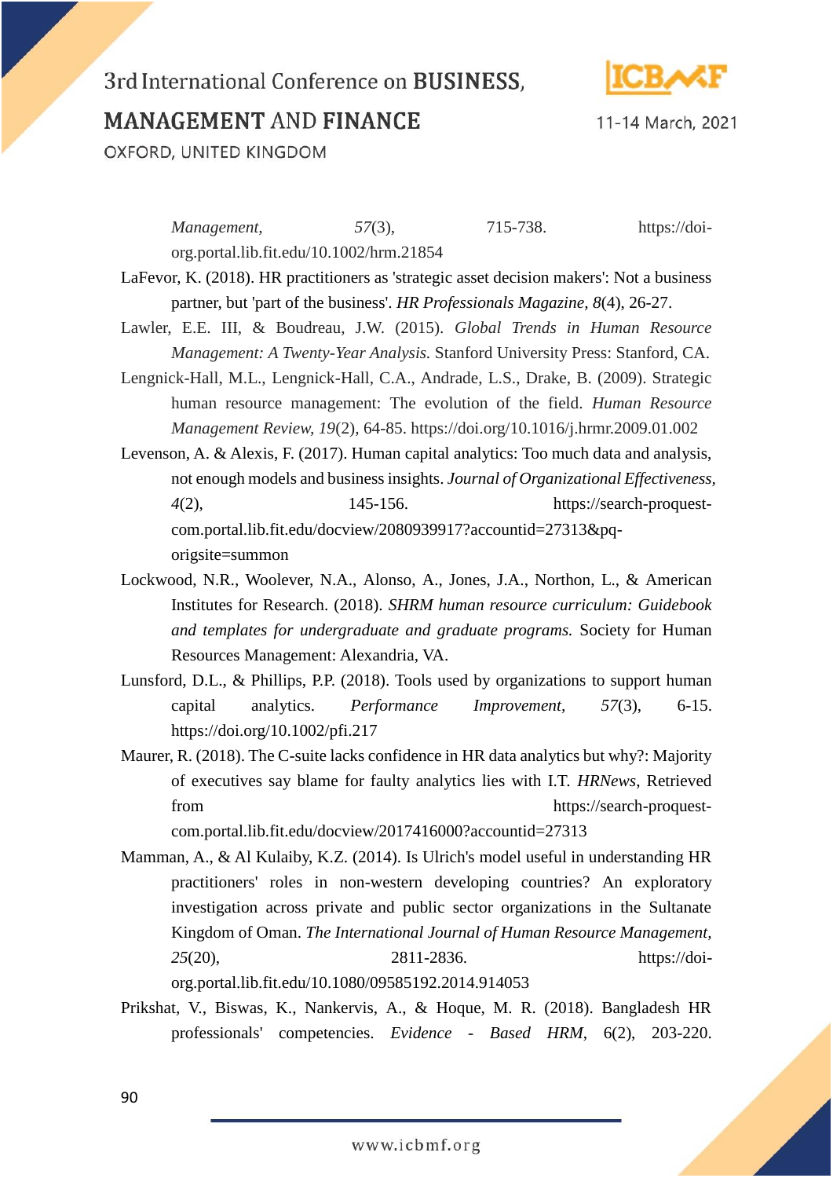*Management*, *57*(3), 715-738. https://doi-org.portal.lib.fit.edu/10.1002/hrm.21854

LaFevor, K. (2018). HR practitioners as 'strategic asset decision makers': Not a business partner, but 'part of the business'. *HR Professionals Magazine*, *8*(4), 26-27.

Lawler, E.E. III, & Boudreau, J.W. (2015). *Global Trends in Human Resource Management: A Twenty-Year Analysis.* Stanford University Press: Stanford, CA.

Lengnick-Hall, M.L., Lengnick-Hall, C.A., Andrade, L.S., Drake, B. (2009). Strategic human resource management: The evolution of the field. *Human Resource Management Review, 19*(2), 64-85. https://doi.org/10.1016/j.hrmr.2009.01.002

Levenson, A. & Alexis, F. (2017). Human capital analytics: Too much data and analysis, not enough models and business insights. *Journal of Organizational Effectiveness*, *4*(2), 145-156. https://search-proquest-com.portal.lib.fit.edu/docview/2080939917?accountid=27313&pq-origsite=summon

Lockwood, N.R., Woolever, N.A., Alonso, A., Jones, J.A., Northon, L., & American Institutes for Research. (2018). *SHRM human resource curriculum: Guidebook and templates for undergraduate and graduate programs.* Society for Human Resources Management: Alexandria, VA.

Lunsford, D.L., & Phillips, P.P. (2018). Tools used by organizations to support human capital analytics. *Performance Improvement*, *57*(3), 6-15. https://doi.org/10.1002/pfi.217

Maurer, R. (2018). The C-suite lacks confidence in HR data analytics but why?: Majority of executives say blame for faulty analytics lies with I.T. *HRNews*, Retrieved from https://search-proquest-com.portal.lib.fit.edu/docview/2017416000?accountid=27313

Mamman, A., & Al Kulaiby, K.Z. (2014). Is Ulrich's model useful in understanding HR practitioners' roles in non-western developing countries? An exploratory investigation across private and public sector organizations in the Sultanate Kingdom of Oman. *The International Journal of Human Resource Management*, *25*(20), 2811-2836. https://doi-org.portal.lib.fit.edu/10.1080/09585192.2014.914053

Prikshat, V., Biswas, K., Nankervis, A., & Hoque, M. R. (2018). Bangladesh HR professionals' competencies. *Evidence - Based HRM*, 6(2), 203-220.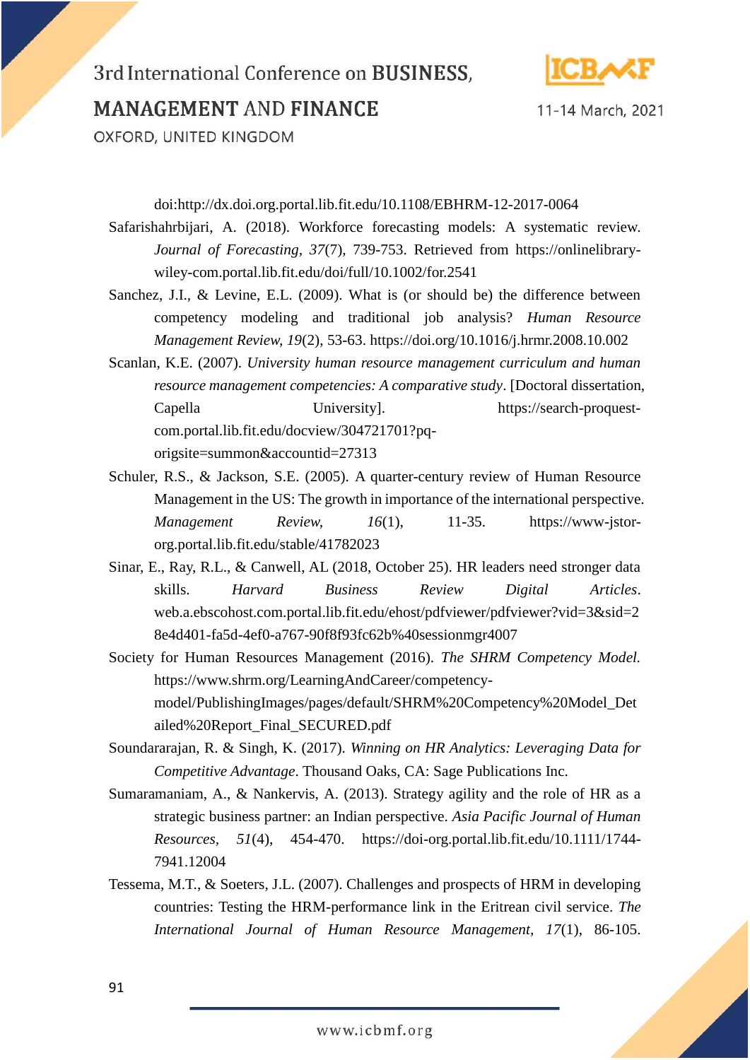doi:http://dx.doi.org.portal.lib.fit.edu/10.1108/EBHRM-12-2017-0064

Safarishahrbijari, A. (2018). Workforce forecasting models: A systematic review. *Journal of Forecasting*, *37*(7), 739-753. Retrieved from https://onlinelibrary-wiley-com.portal.lib.fit.edu/doi/full/10.1002/for.2541

Sanchez, J.I., & Levine, E.L. (2009). What is (or should be) the difference between competency modeling and traditional job analysis? *Human Resource Management Review, 19*(2), 53-63. https://doi.org/10.1016/j.hrmr.2008.10.002

Scanlan, K.E. (2007). *University human resource management curriculum and human resource management competencies: A comparative study*. [Doctoral dissertation, Capella University]. https://search-proquest-com.portal.lib.fit.edu/docview/304721701?pq-origsite=summon&accountid=27313

Schuler, R.S., & Jackson, S.E. (2005). A quarter-century review of Human Resource Management in the US: The growth in importance of the international perspective. *Management Review,* *16*(1), 11-35. https://www-jstor-org.portal.lib.fit.edu/stable/41782023

Sinar, E., Ray, R.L., & Canwell, AL (2018, October 25). HR leaders need stronger data skills. *Harvard Business Review Digital Articles*. web.a.ebscohost.com.portal.lib.fit.edu/ehost/pdfviewer/pdfviewer?vid=3&sid=28e4d401-fa5d-4ef0-a767-90f8f93fc62b%40sessionmgr4007

Society for Human Resources Management (2016). *The SHRM Competency Model.* https://www.shrm.org/LearningAndCareer/competency-model/PublishingImages/pages/default/SHRM%20Competency%20Model_Detailed%20Report_Final_SECURED.pdf

Soundararajan, R. & Singh, K. (2017). *Winning on HR Analytics: Leveraging Data for Competitive Advantage*. Thousand Oaks, CA: Sage Publications Inc.

Sumaramaniam, A., & Nankervis, A. (2013). Strategy agility and the role of HR as a strategic business partner: an Indian perspective. *Asia Pacific Journal of Human Resources*, *51*(4), 454-470. https://doi-org.portal.lib.fit.edu/10.1111/1744-7941.12004

Tessema, M.T., & Soeters, J.L. (2007). Challenges and prospects of HRM in developing countries: Testing the HRM-performance link in the Eritrean civil service. *The International Journal of Human Resource Management*, *17*(1), 86-105.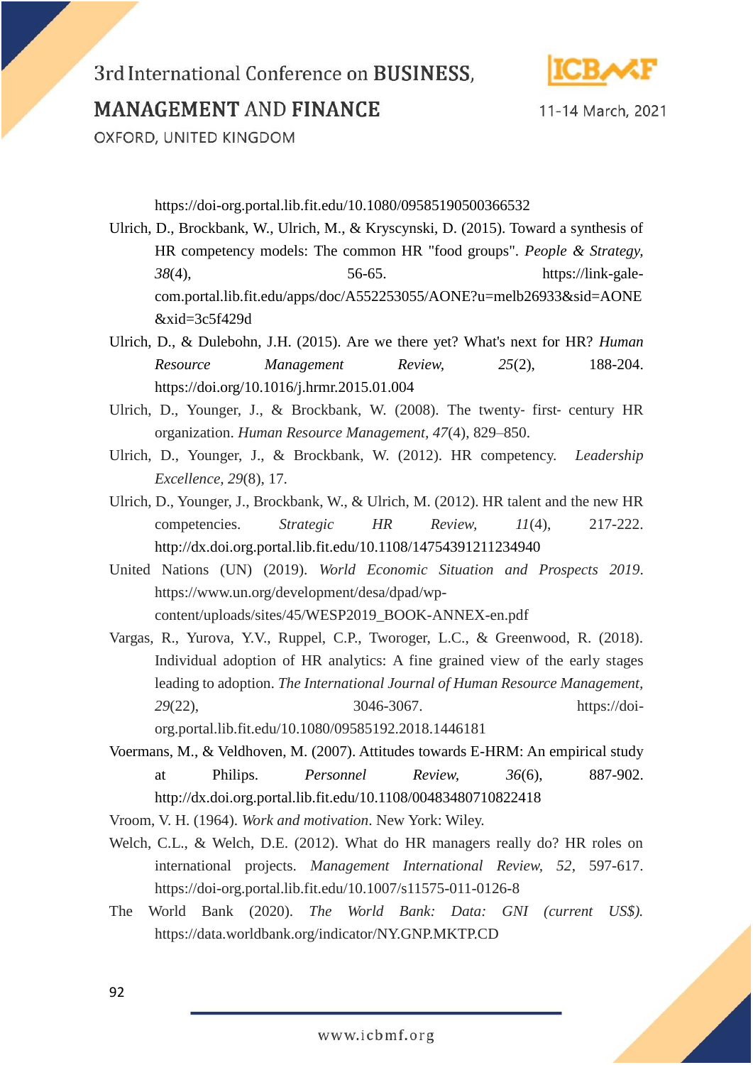https://doi-org.portal.lib.fit.edu/10.1080/09585190500366532

Ulrich, D., Brockbank, W., Ulrich, M., & Kryscynski, D. (2015). Toward a synthesis of HR competency models: The common HR "food groups". *People & Strategy, 38*(4), 56-65. https://link-gale-com.portal.lib.fit.edu/apps/doc/A552253055/AONE?u=melb26933&sid=AONE&xid=3c5f429d

Ulrich, D., & Dulebohn, J.H. (2015). Are we there yet? What's next for HR? *Human Resource Management Review, 25*(2), 188-204. https://doi.org/10.1016/j.hrmr.2015.01.004

Ulrich, D., Younger, J., & Brockbank, W. (2008). The twenty- first- century HR organization. *Human Resource Management, 47*(4), 829–850.

Ulrich, D., Younger, J., & Brockbank, W. (2012). HR competency. *Leadership Excellence, 29*(8), 17.

Ulrich, D., Younger, J., Brockbank, W., & Ulrich, M. (2012). HR talent and the new HR competencies. *Strategic HR Review, 11*(4), 217-222. http://dx.doi.org.portal.lib.fit.edu/10.1108/14754391211234940

United Nations (UN) (2019). *World Economic Situation and Prospects 2019*. https://www.un.org/development/desa/dpad/wp-content/uploads/sites/45/WESP2019_BOOK-ANNEX-en.pdf

Vargas, R., Yurova, Y.V., Ruppel, C.P., Tworoger, L.C., & Greenwood, R. (2018). Individual adoption of HR analytics: A fine grained view of the early stages leading to adoption. *The International Journal of Human Resource Management, 29*(22), 3046-3067. https://doi-org.portal.lib.fit.edu/10.1080/09585192.2018.1446181

Voermans, M., & Veldhoven, M. (2007). Attitudes towards E-HRM: An empirical study at Philips. *Personnel Review, 36*(6), 887-902. http://dx.doi.org.portal.lib.fit.edu/10.1108/00483480710822418

Vroom, V. H. (1964). *Work and motivation*. New York: Wiley.

Welch, C.L., & Welch, D.E. (2012). What do HR managers really do? HR roles on international projects. *Management International Review, 52*, 597-617. https://doi-org.portal.lib.fit.edu/10.1007/s11575-011-0126-8

The World Bank (2020). *The World Bank: Data: GNI (current US$).* https://data.worldbank.org/indicator/NY.GNP.MKTP.CD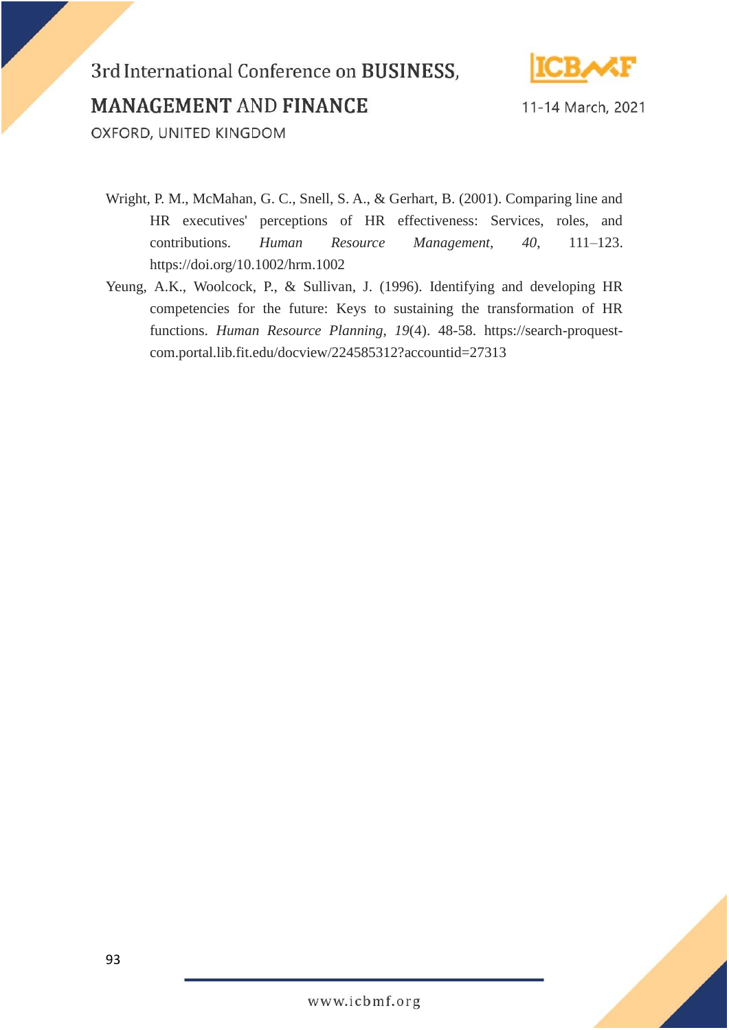Wright, P. M., McMahan, G. C., Snell, S. A., & Gerhart, B. (2001). Comparing line and HR executives' perceptions of HR effectiveness: Services, roles, and contributions. *Human Resource Management*, *40*, 111–123. https://doi.org/10.1002/hrm.1002

Yeung, A.K., Woolcock, P., & Sullivan, J. (1996). Identifying and developing HR competencies for the future: Keys to sustaining the transformation of HR functions. *Human Resource Planning*, *19*(4). 48-58. https://search-proquest-com.portal.lib.fit.edu/docview/224585312?accountid=27313